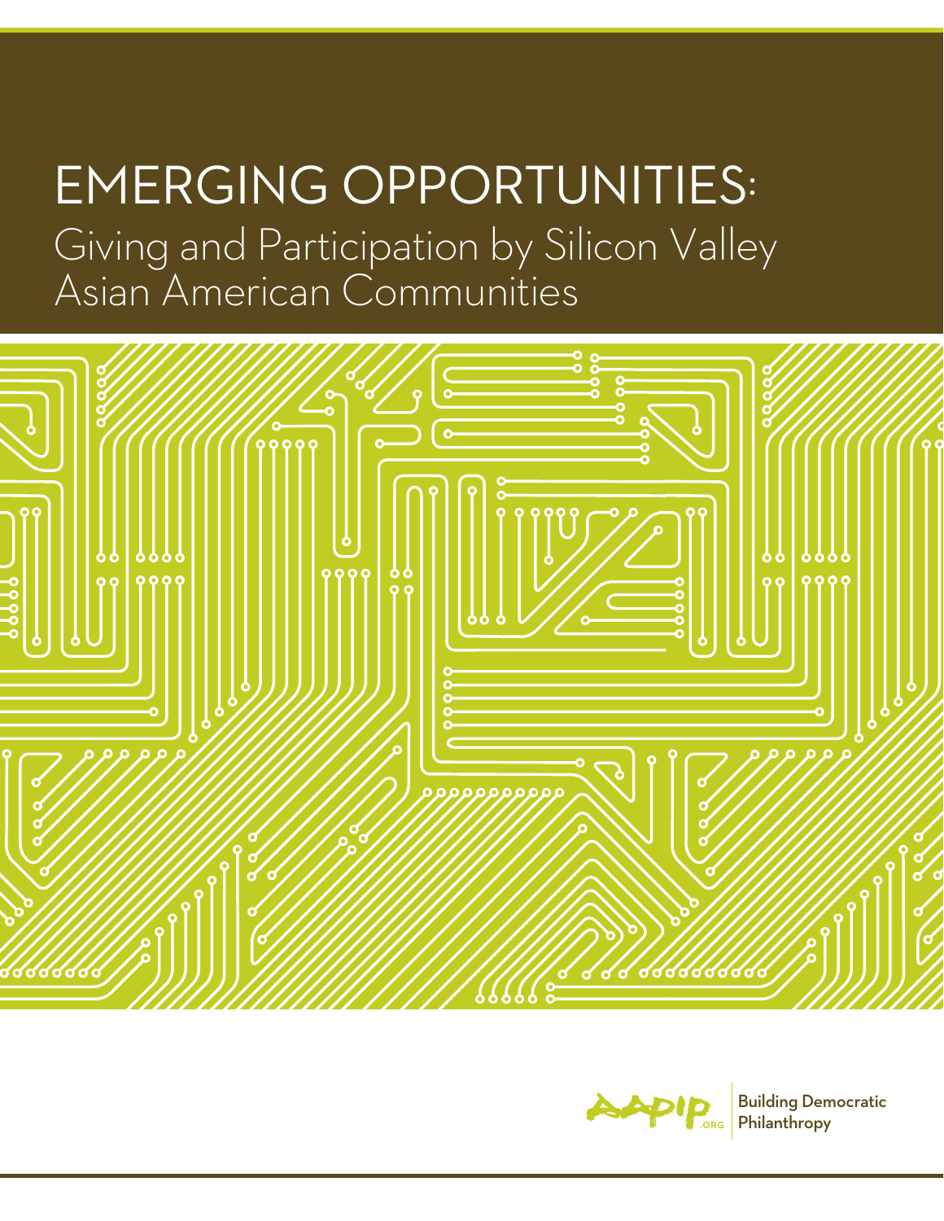# EMERGING OPPORTUNITIES:

## Giving and Participation by Silicon Valley Asian American Communities

AAPIP.ORG

Building Democratic Philanthropy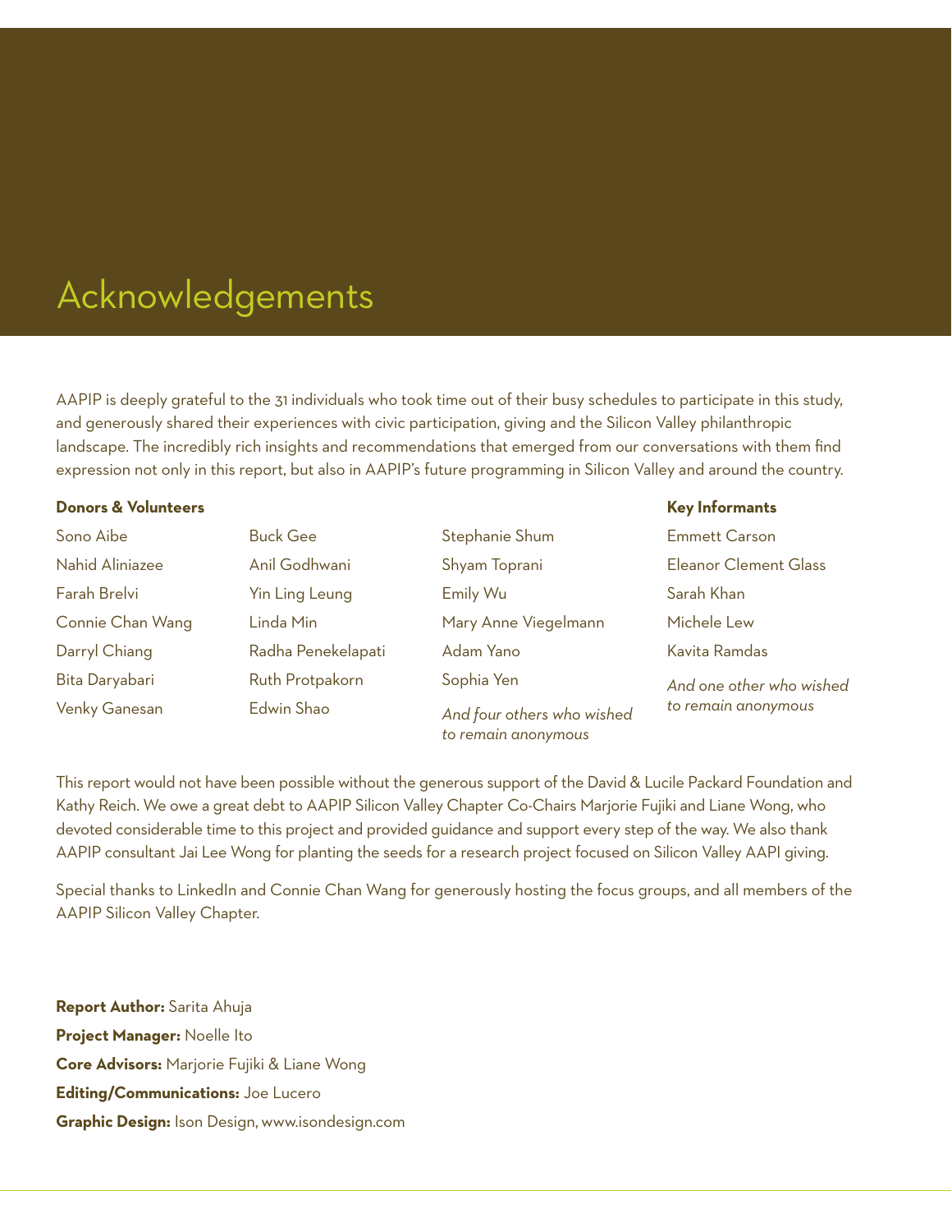# Acknowledgements

AAPIP is deeply grateful to the 31 individuals who took time out of their busy schedules to participate in this study, and generously shared their experiences with civic participation, giving and the Silicon Valley philanthropic landscape. The incredibly rich insights and recommendations that emerged from our conversations with them find expression not only in this report, but also in AAPIP's future programming in Silicon Valley and around the country.

**Donors & Volunteers**

Sono Aibe
Nahid Aliniazee
Farah Brelvi
Connie Chan Wang
Darryl Chiang
Bita Daryabari
Venky Ganesan
Buck Gee
Anil Godhwani
Yin Ling Leung
Linda Min
Radha Penekelapati
Ruth Protpakorn
Edwin Shao
Stephanie Shum
Shyam Toprani
Emily Wu
Mary Anne Viegelmann
Adam Yano
Sophia Yen

*And four others who wished to remain anonymous*

**Key Informants**

Emmett Carson
Eleanor Clement Glass
Sarah Khan
Michele Lew
Kavita Ramdas

*And one other who wished to remain anonymous*

This report would not have been possible without the generous support of the David & Lucile Packard Foundation and Kathy Reich. We owe a great debt to AAPIP Silicon Valley Chapter Co-Chairs Marjorie Fujiki and Liane Wong, who devoted considerable time to this project and provided guidance and support every step of the way. We also thank AAPIP consultant Jai Lee Wong for planting the seeds for a research project focused on Silicon Valley AAPI giving.

Special thanks to LinkedIn and Connie Chan Wang for generously hosting the focus groups, and all members of the AAPIP Silicon Valley Chapter.

**Report Author:** Sarita Ahuja
**Project Manager:** Noelle Ito
**Core Advisors:** Marjorie Fujiki & Liane Wong
**Editing/Communications:** Joe Lucero
**Graphic Design:** Ison Design, www.isondesign.com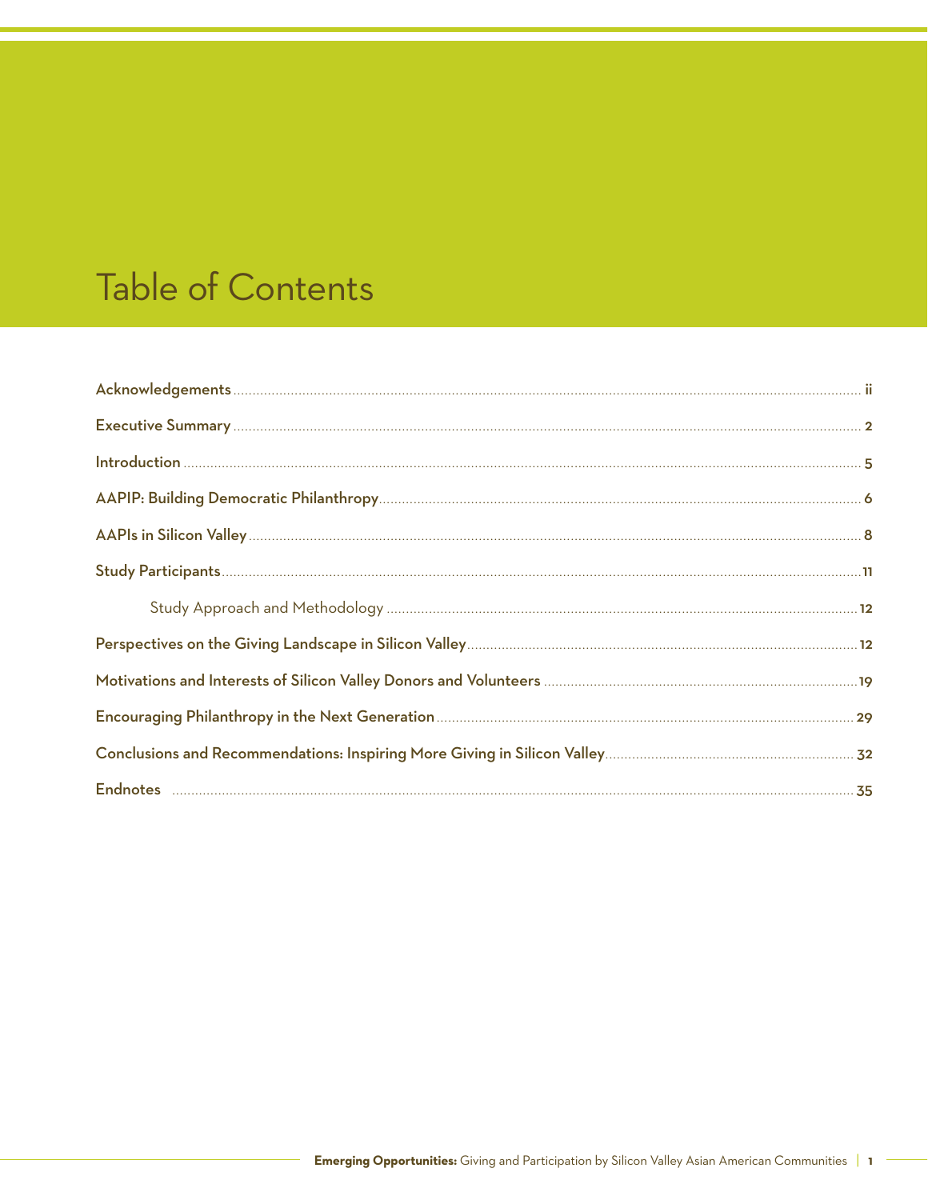# Table of Contents

- **Acknowledgements** ii
- **Executive Summary** 2
- **Introduction** 5
- **AAPIP: Building Democratic Philanthropy** 6
- **AAPIs in Silicon Valley** 8
- **Study Participants** 11
    - Study Approach and Methodology 12
- **Perspectives on the Giving Landscape in Silicon Valley** 12
- **Motivations and Interests of Silicon Valley Donors and Volunteers** 19
- **Encouraging Philanthropy in the Next Generation** 29
- **Conclusions and Recommendations: Inspiring More Giving in Silicon Valley** 32
- **Endnotes** 35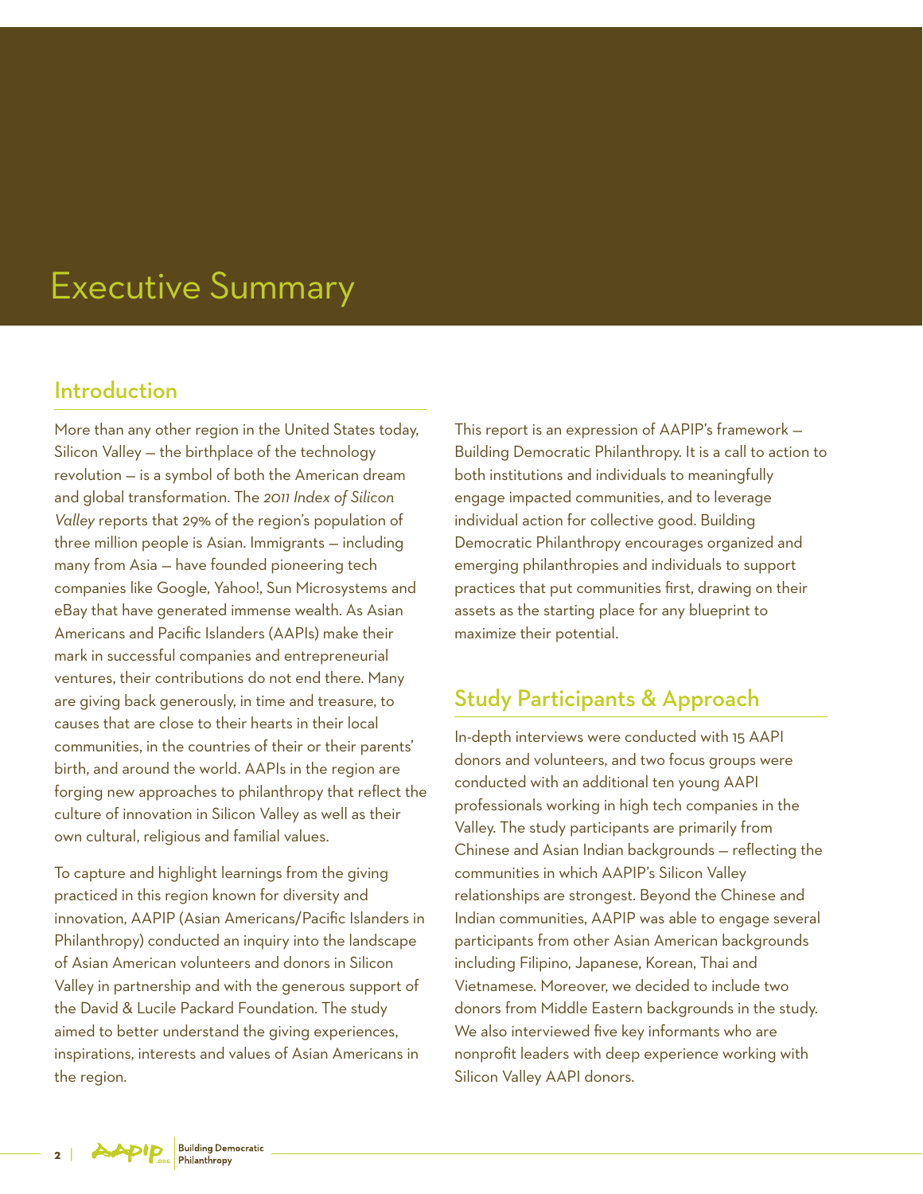# Executive Summary

## Introduction

More than any other region in the United States today, Silicon Valley — the birthplace of the technology revolution — is a symbol of both the American dream and global transformation. The *2011 Index of Silicon Valley* reports that 29% of the region's population of three million people is Asian. Immigrants — including many from Asia — have founded pioneering tech companies like Google, Yahoo!, Sun Microsystems and eBay that have generated immense wealth. As Asian Americans and Pacific Islanders (AAPIs) make their mark in successful companies and entrepreneurial ventures, their contributions do not end there. Many are giving back generously, in time and treasure, to causes that are close to their hearts in their local communities, in the countries of their or their parents' birth, and around the world. AAPIs in the region are forging new approaches to philanthropy that reflect the culture of innovation in Silicon Valley as well as their own cultural, religious and familial values.

To capture and highlight learnings from the giving practiced in this region known for diversity and innovation, AAPIP (Asian Americans/Pacific Islanders in Philanthropy) conducted an inquiry into the landscape of Asian American volunteers and donors in Silicon Valley in partnership and with the generous support of the David & Lucile Packard Foundation. The study aimed to better understand the giving experiences, inspirations, interests and values of Asian Americans in the region.

This report is an expression of AAPIP's framework — Building Democratic Philanthropy. It is a call to action to both institutions and individuals to meaningfully engage impacted communities, and to leverage individual action for collective good. Building Democratic Philanthropy encourages organized and emerging philanthropies and individuals to support practices that put communities first, drawing on their assets as the starting place for any blueprint to maximize their potential.

## Study Participants & Approach

In-depth interviews were conducted with 15 AAPI donors and volunteers, and two focus groups were conducted with an additional ten young AAPI professionals working in high tech companies in the Valley. The study participants are primarily from Chinese and Asian Indian backgrounds — reflecting the communities in which AAPIP's Silicon Valley relationships are strongest. Beyond the Chinese and Indian communities, AAPIP was able to engage several participants from other Asian American backgrounds including Filipino, Japanese, Korean, Thai and Vietnamese. Moreover, we decided to include two donors from Middle Eastern backgrounds in the study. We also interviewed five key informants who are nonprofit leaders with deep experience working with Silicon Valley AAPI donors.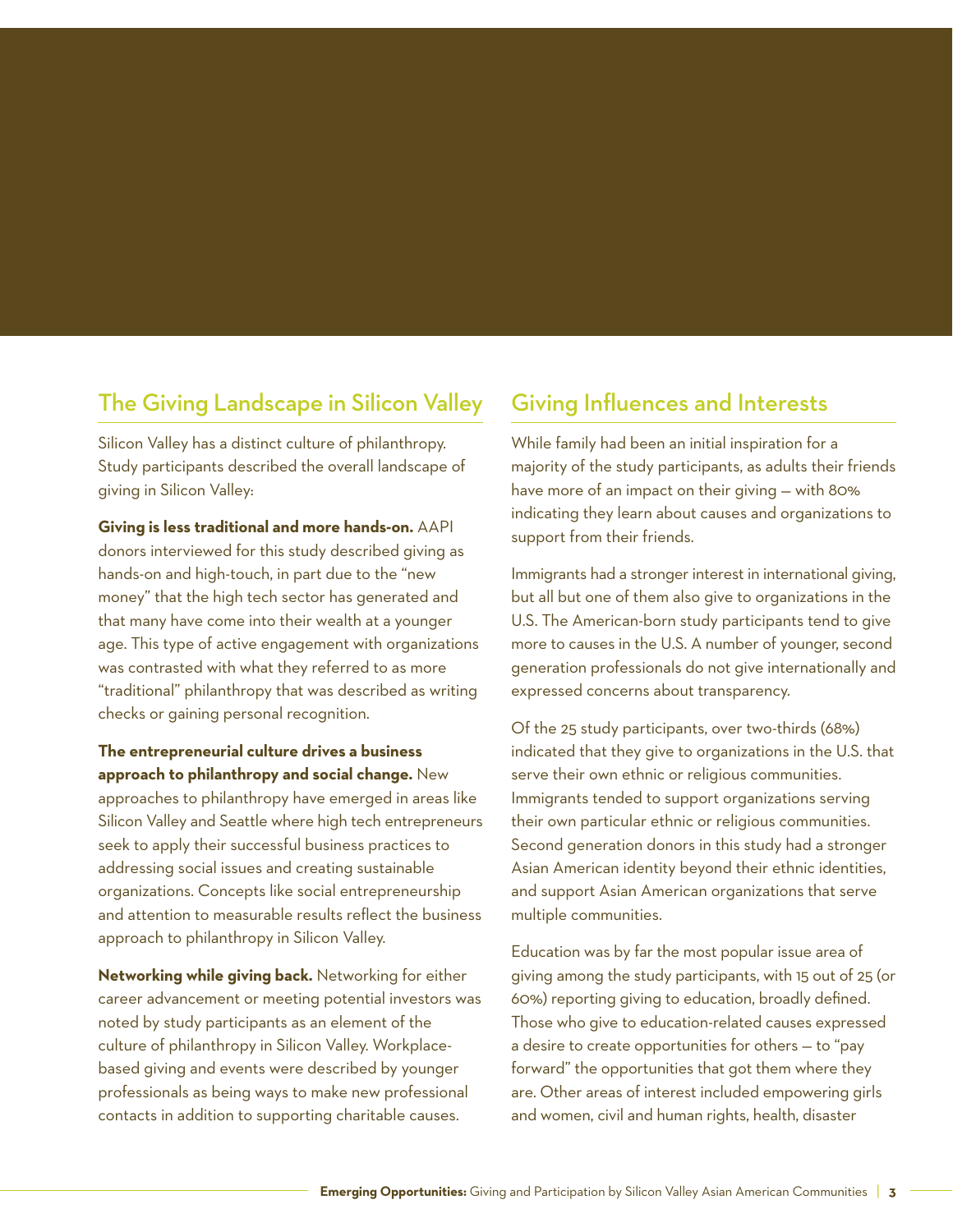## The Giving Landscape in Silicon Valley

Silicon Valley has a distinct culture of philanthropy. Study participants described the overall landscape of giving in Silicon Valley:

**Giving is less traditional and more hands-on.** AAPI donors interviewed for this study described giving as hands-on and high-touch, in part due to the "new money" that the high tech sector has generated and that many have come into their wealth at a younger age. This type of active engagement with organizations was contrasted with what they referred to as more "traditional" philanthropy that was described as writing checks or gaining personal recognition.

**The entrepreneurial culture drives a business approach to philanthropy and social change.** New approaches to philanthropy have emerged in areas like Silicon Valley and Seattle where high tech entrepreneurs seek to apply their successful business practices to addressing social issues and creating sustainable organizations. Concepts like social entrepreneurship and attention to measurable results reflect the business approach to philanthropy in Silicon Valley.

**Networking while giving back.** Networking for either career advancement or meeting potential investors was noted by study participants as an element of the culture of philanthropy in Silicon Valley. Workplace-based giving and events were described by younger professionals as being ways to make new professional contacts in addition to supporting charitable causes.

## Giving Influences and Interests

While family had been an initial inspiration for a majority of the study participants, as adults their friends have more of an impact on their giving — with 80% indicating they learn about causes and organizations to support from their friends.

Immigrants had a stronger interest in international giving, but all but one of them also give to organizations in the U.S. The American-born study participants tend to give more to causes in the U.S. A number of younger, second generation professionals do not give internationally and expressed concerns about transparency.

Of the 25 study participants, over two-thirds (68%) indicated that they give to organizations in the U.S. that serve their own ethnic or religious communities. Immigrants tended to support organizations serving their own particular ethnic or religious communities. Second generation donors in this study had a stronger Asian American identity beyond their ethnic identities, and support Asian American organizations that serve multiple communities.

Education was by far the most popular issue area of giving among the study participants, with 15 out of 25 (or 60%) reporting giving to education, broadly defined. Those who give to education-related causes expressed a desire to create opportunities for others — to "pay forward" the opportunities that got them where they are. Other areas of interest included empowering girls and women, civil and human rights, health, disaster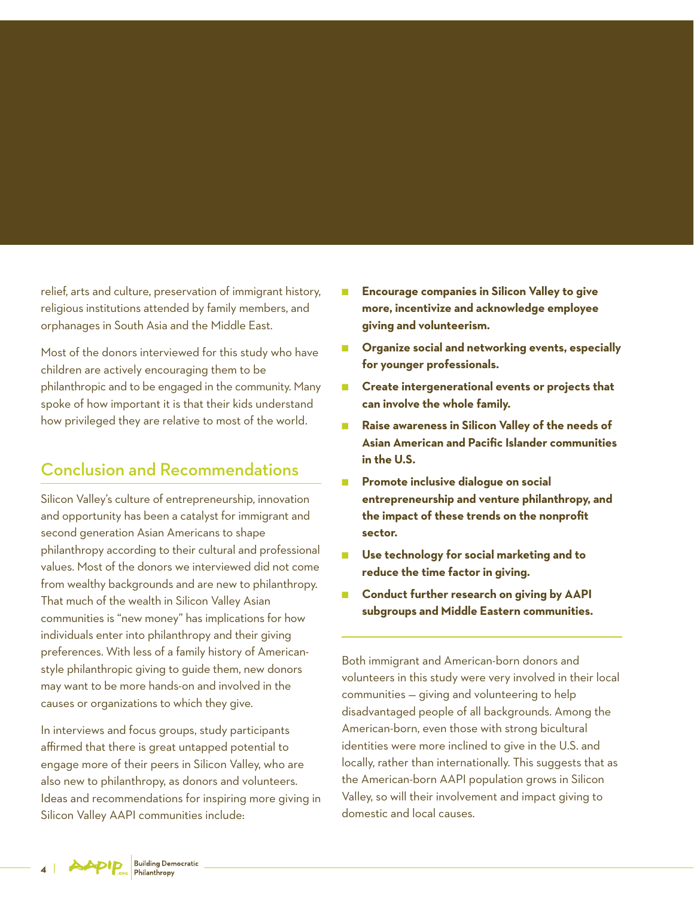relief, arts and culture, preservation of immigrant history, religious institutions attended by family members, and orphanages in South Asia and the Middle East.

Most of the donors interviewed for this study who have children are actively encouraging them to be philanthropic and to be engaged in the community. Many spoke of how important it is that their kids understand how privileged they are relative to most of the world.

## Conclusion and Recommendations

Silicon Valley's culture of entrepreneurship, innovation and opportunity has been a catalyst for immigrant and second generation Asian Americans to shape philanthropy according to their cultural and professional values. Most of the donors we interviewed did not come from wealthy backgrounds and are new to philanthropy. That much of the wealth in Silicon Valley Asian communities is "new money" has implications for how individuals enter into philanthropy and their giving preferences. With less of a family history of American-style philanthropic giving to guide them, new donors may want to be more hands-on and involved in the causes or organizations to which they give.

In interviews and focus groups, study participants affirmed that there is great untapped potential to engage more of their peers in Silicon Valley, who are also new to philanthropy, as donors and volunteers. Ideas and recommendations for inspiring more giving in Silicon Valley AAPI communities include:

- **Encourage companies in Silicon Valley to give more, incentivize and acknowledge employee giving and volunteerism.**
- **Organize social and networking events, especially for younger professionals.**
- **Create intergenerational events or projects that can involve the whole family.**
- **Raise awareness in Silicon Valley of the needs of Asian American and Pacific Islander communities in the U.S.**
- **Promote inclusive dialogue on social entrepreneurship and venture philanthropy, and the impact of these trends on the nonprofit sector.**
- **Use technology for social marketing and to reduce the time factor in giving.**
- **Conduct further research on giving by AAPI subgroups and Middle Eastern communities.**

Both immigrant and American-born donors and volunteers in this study were very involved in their local communities — giving and volunteering to help disadvantaged people of all backgrounds. Among the American-born, even those with strong bicultural identities were more inclined to give in the U.S. and locally, rather than internationally. This suggests that as the American-born AAPI population grows in Silicon Valley, so will their involvement and impact giving to domestic and local causes.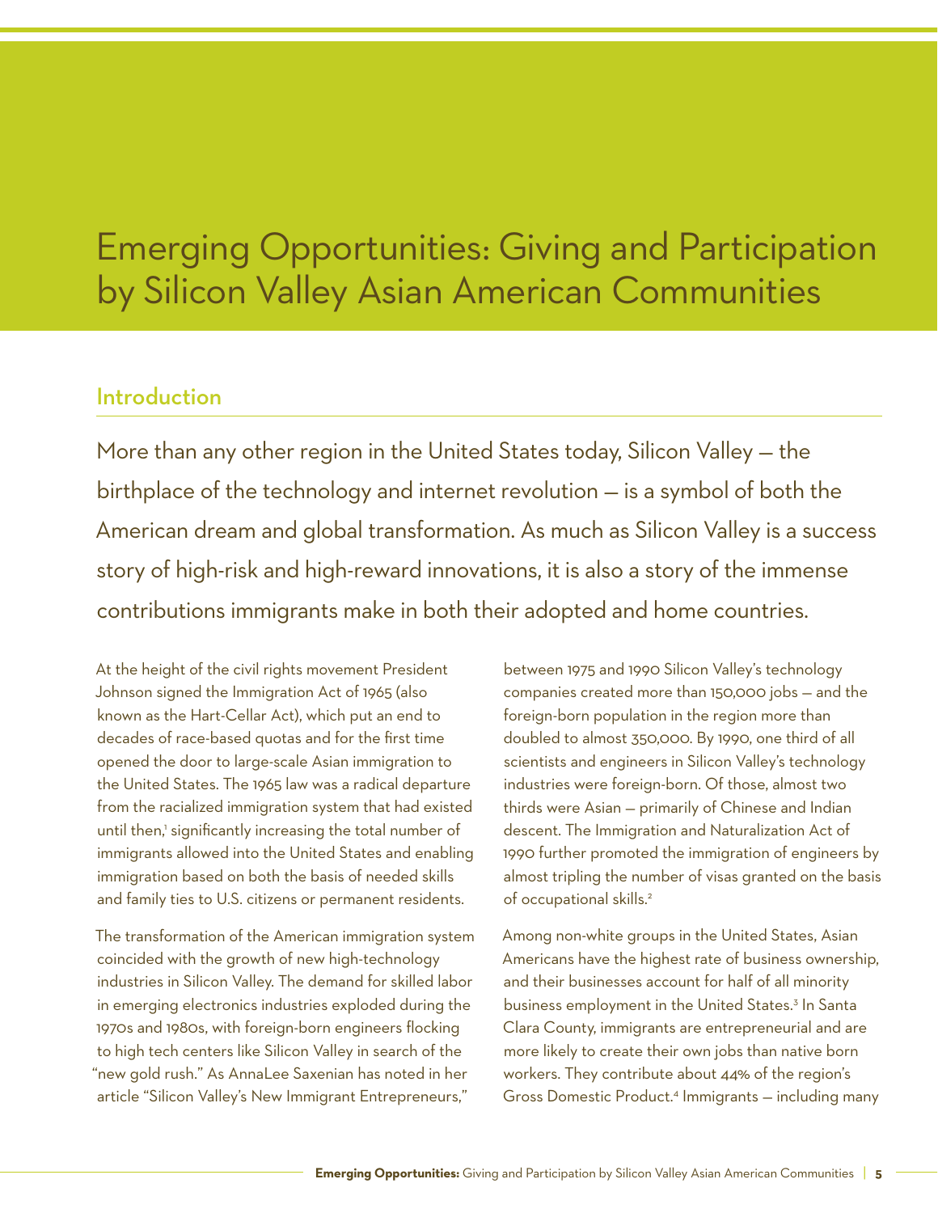# Emerging Opportunities: Giving and Participation by Silicon Valley Asian American Communities

## Introduction

More than any other region in the United States today, Silicon Valley — the birthplace of the technology and internet revolution — is a symbol of both the American dream and global transformation. As much as Silicon Valley is a success story of high-risk and high-reward innovations, it is also a story of the immense contributions immigrants make in both their adopted and home countries.

At the height of the civil rights movement President Johnson signed the Immigration Act of 1965 (also known as the Hart-Cellar Act), which put an end to decades of race-based quotas and for the first time opened the door to large-scale Asian immigration to the United States. The 1965 law was a radical departure from the racialized immigration system that had existed until then,[1] significantly increasing the total number of immigrants allowed into the United States and enabling immigration based on both the basis of needed skills and family ties to U.S. citizens or permanent residents.

The transformation of the American immigration system coincided with the growth of new high-technology industries in Silicon Valley. The demand for skilled labor in emerging electronics industries exploded during the 1970s and 1980s, with foreign-born engineers flocking to high tech centers like Silicon Valley in search of the "new gold rush." As AnnaLee Saxenian has noted in her article "Silicon Valley's New Immigrant Entrepreneurs," between 1975 and 1990 Silicon Valley's technology companies created more than 150,000 jobs — and the foreign-born population in the region more than doubled to almost 350,000. By 1990, one third of all scientists and engineers in Silicon Valley's technology industries were foreign-born. Of those, almost two thirds were Asian — primarily of Chinese and Indian descent. The Immigration and Naturalization Act of 1990 further promoted the immigration of engineers by almost tripling the number of visas granted on the basis of occupational skills.[2]

Among non-white groups in the United States, Asian Americans have the highest rate of business ownership, and their businesses account for half of all minority business employment in the United States.[3] In Santa Clara County, immigrants are entrepreneurial and are more likely to create their own jobs than native born workers. They contribute about 44% of the region's Gross Domestic Product.[4] Immigrants — including many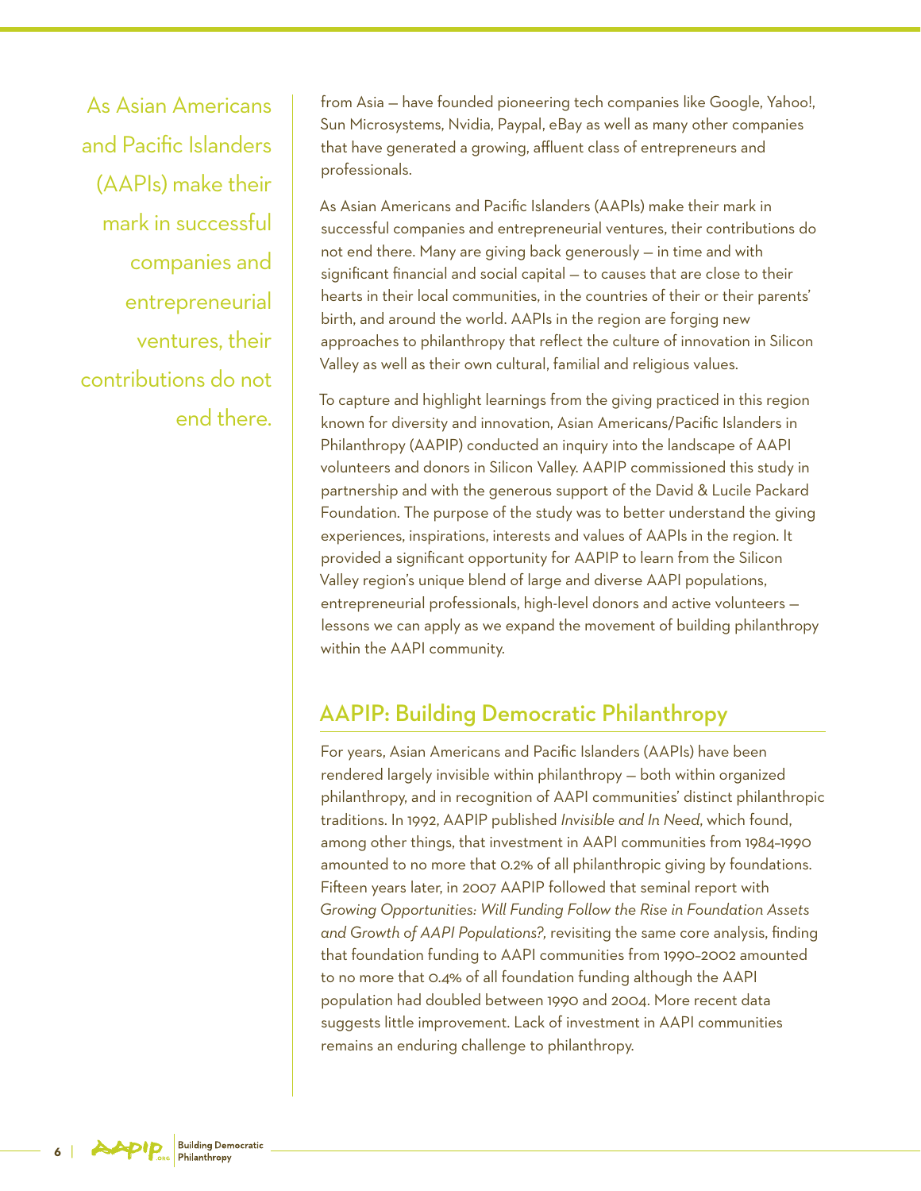As Asian Americans and Pacific Islanders (AAPIs) make their mark in successful companies and entrepreneurial ventures, their contributions do not end there.

from Asia — have founded pioneering tech companies like Google, Yahoo!, Sun Microsystems, Nvidia, Paypal, eBay as well as many other companies that have generated a growing, affluent class of entrepreneurs and professionals.

As Asian Americans and Pacific Islanders (AAPIs) make their mark in successful companies and entrepreneurial ventures, their contributions do not end there. Many are giving back generously — in time and with significant financial and social capital — to causes that are close to their hearts in their local communities, in the countries of their or their parents' birth, and around the world. AAPIs in the region are forging new approaches to philanthropy that reflect the culture of innovation in Silicon Valley as well as their own cultural, familial and religious values.

To capture and highlight learnings from the giving practiced in this region known for diversity and innovation, Asian Americans/Pacific Islanders in Philanthropy (AAPIP) conducted an inquiry into the landscape of AAPI volunteers and donors in Silicon Valley. AAPIP commissioned this study in partnership and with the generous support of the David & Lucile Packard Foundation. The purpose of the study was to better understand the giving experiences, inspirations, interests and values of AAPIs in the region. It provided a significant opportunity for AAPIP to learn from the Silicon Valley region's unique blend of large and diverse AAPI populations, entrepreneurial professionals, high-level donors and active volunteers — lessons we can apply as we expand the movement of building philanthropy within the AAPI community.

## AAPIP: Building Democratic Philanthropy

For years, Asian Americans and Pacific Islanders (AAPIs) have been rendered largely invisible within philanthropy — both within organized philanthropy, and in recognition of AAPI communities' distinct philanthropic traditions. In 1992, AAPIP published *Invisible and In Need,* which found, among other things, that investment in AAPI communities from 1984–1990 amounted to no more that 0.2% of all philanthropic giving by foundations. Fifteen years later, in 2007 AAPIP followed that seminal report with *Growing Opportunities: Will Funding Follow the Rise in Foundation Assets and Growth of AAPI Populations?,* revisiting the same core analysis, finding that foundation funding to AAPI communities from 1990–2002 amounted to no more that 0.4% of all foundation funding although the AAPI population had doubled between 1990 and 2004. More recent data suggests little improvement. Lack of investment in AAPI communities remains an enduring challenge to philanthropy.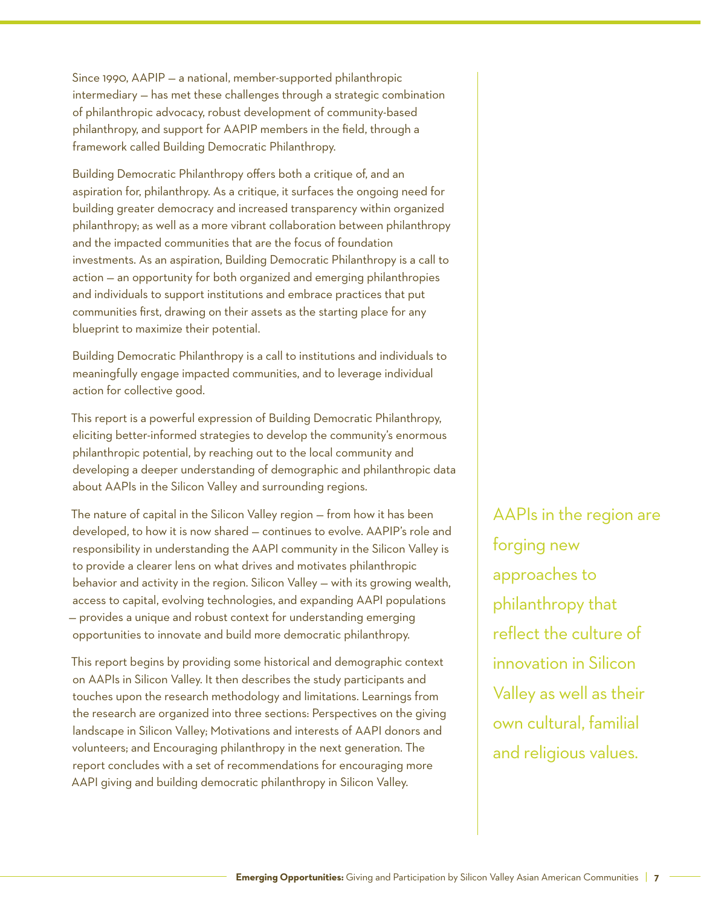Since 1990, AAPIP — a national, member-supported philanthropic intermediary — has met these challenges through a strategic combination of philanthropic advocacy, robust development of community-based philanthropy, and support for AAPIP members in the field, through a framework called Building Democratic Philanthropy.

Building Democratic Philanthropy offers both a critique of, and an aspiration for, philanthropy. As a critique, it surfaces the ongoing need for building greater democracy and increased transparency within organized philanthropy; as well as a more vibrant collaboration between philanthropy and the impacted communities that are the focus of foundation investments. As an aspiration, Building Democratic Philanthropy is a call to action — an opportunity for both organized and emerging philanthropies and individuals to support institutions and embrace practices that put communities first, drawing on their assets as the starting place for any blueprint to maximize their potential.

Building Democratic Philanthropy is a call to institutions and individuals to meaningfully engage impacted communities, and to leverage individual action for collective good.

This report is a powerful expression of Building Democratic Philanthropy, eliciting better-informed strategies to develop the community's enormous philanthropic potential, by reaching out to the local community and developing a deeper understanding of demographic and philanthropic data about AAPIs in the Silicon Valley and surrounding regions.

The nature of capital in the Silicon Valley region — from how it has been developed, to how it is now shared — continues to evolve. AAPIP's role and responsibility in understanding the AAPI community in the Silicon Valley is to provide a clearer lens on what drives and motivates philanthropic behavior and activity in the region. Silicon Valley — with its growing wealth, access to capital, evolving technologies, and expanding AAPI populations — provides a unique and robust context for understanding emerging opportunities to innovate and build more democratic philanthropy.

This report begins by providing some historical and demographic context on AAPIs in Silicon Valley. It then describes the study participants and touches upon the research methodology and limitations. Learnings from the research are organized into three sections: Perspectives on the giving landscape in Silicon Valley; Motivations and interests of AAPI donors and volunteers; and Encouraging philanthropy in the next generation. The report concludes with a set of recommendations for encouraging more AAPI giving and building democratic philanthropy in Silicon Valley.

> AAPIs in the region are forging new approaches to philanthropy that reflect the culture of innovation in Silicon Valley as well as their own cultural, familial and religious values.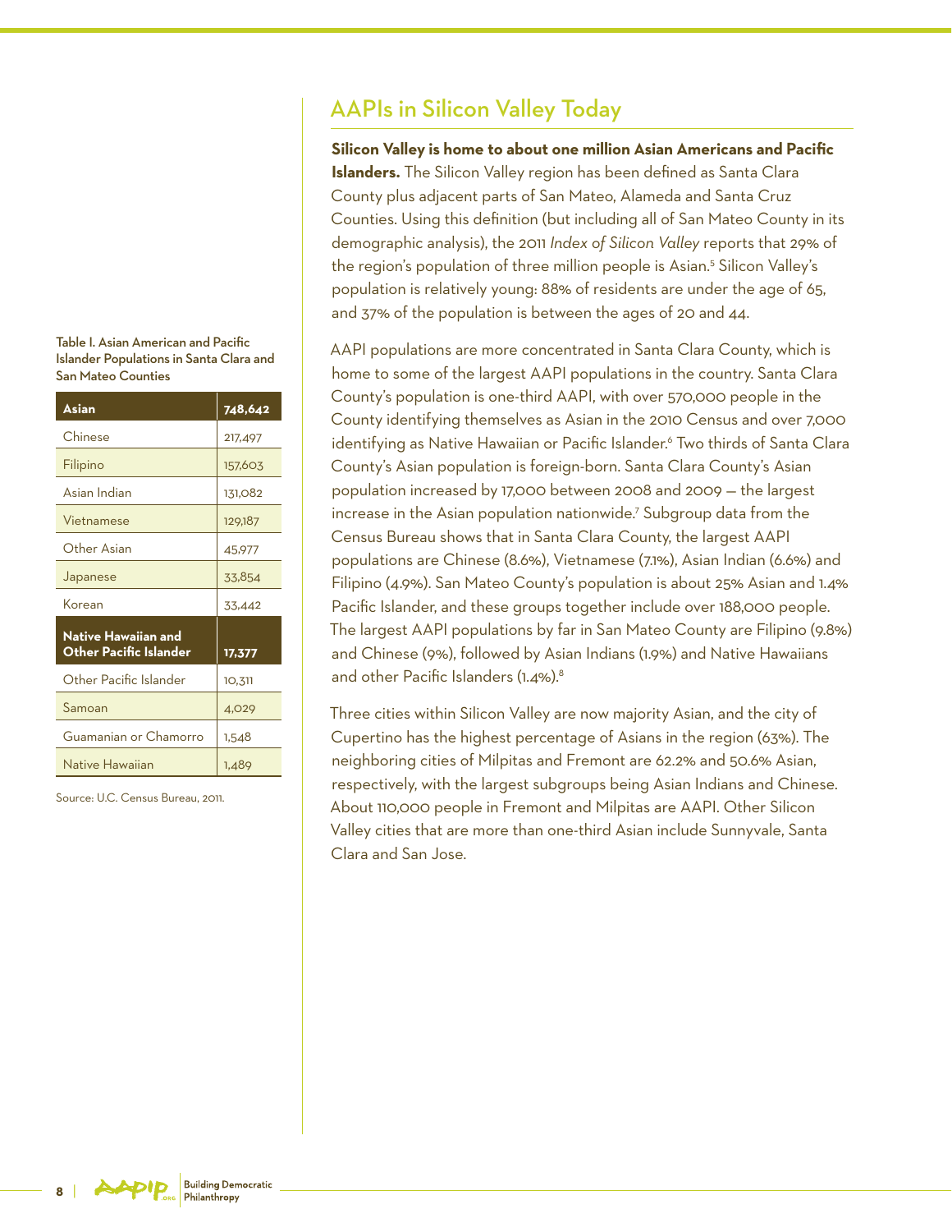## AAPIs in Silicon Valley Today

**Silicon Valley is home to about one million Asian Americans and Pacific Islanders.** The Silicon Valley region has been defined as Santa Clara County plus adjacent parts of San Mateo, Alameda and Santa Cruz Counties. Using this definition (but including all of San Mateo County in its demographic analysis), the 2011 *Index of Silicon Valley* reports that 29% of the region's population of three million people is Asian.[5] Silicon Valley's population is relatively young: 88% of residents are under the age of 65, and 37% of the population is between the ages of 20 and 44.

AAPI populations are more concentrated in Santa Clara County, which is home to some of the largest AAPI populations in the country. Santa Clara County's population is one-third AAPI, with over 570,000 people in the County identifying themselves as Asian in the 2010 Census and over 7,000 identifying as Native Hawaiian or Pacific Islander.[6] Two thirds of Santa Clara County's Asian population is foreign-born. Santa Clara County's Asian population increased by 17,000 between 2008 and 2009 — the largest increase in the Asian population nationwide.[7] Subgroup data from the Census Bureau shows that in Santa Clara County, the largest AAPI populations are Chinese (8.6%), Vietnamese (7.1%), Asian Indian (6.6%) and Filipino (4.9%). San Mateo County's population is about 25% Asian and 1.4% Pacific Islander, and these groups together include over 188,000 people. The largest AAPI populations by far in San Mateo County are Filipino (9.8%) and Chinese (9%), followed by Asian Indians (1.9%) and Native Hawaiians and other Pacific Islanders (1.4%).[8]

Three cities within Silicon Valley are now majority Asian, and the city of Cupertino has the highest percentage of Asians in the region (63%). The neighboring cities of Milpitas and Fremont are 62.2% and 50.6% Asian, respectively, with the largest subgroups being Asian Indians and Chinese. About 110,000 people in Fremont and Milpitas are AAPI. Other Silicon Valley cities that are more than one-third Asian include Sunnyvale, Santa Clara and San Jose.

**Table I. Asian American and Pacific Islander Populations in Santa Clara and San Mateo Counties**

| **Asian** | **748,642** |
|---|---|
| Chinese | 217,497 |
| Filipino | 157,603 |
| Asian Indian | 131,082 |
| Vietnamese | 129,187 |
| Other Asian | 45,977 |
| Japanese | 33,854 |
| Korean | 33,442 |
| **Native Hawaiian and Other Pacific Islander** | **17,377** |
| Other Pacific Islander | 10,311 |
| Samoan | 4,029 |
| Guamanian or Chamorro | 1,548 |
| Native Hawaiian | 1,489 |

Source: U.C. Census Bureau, 2011.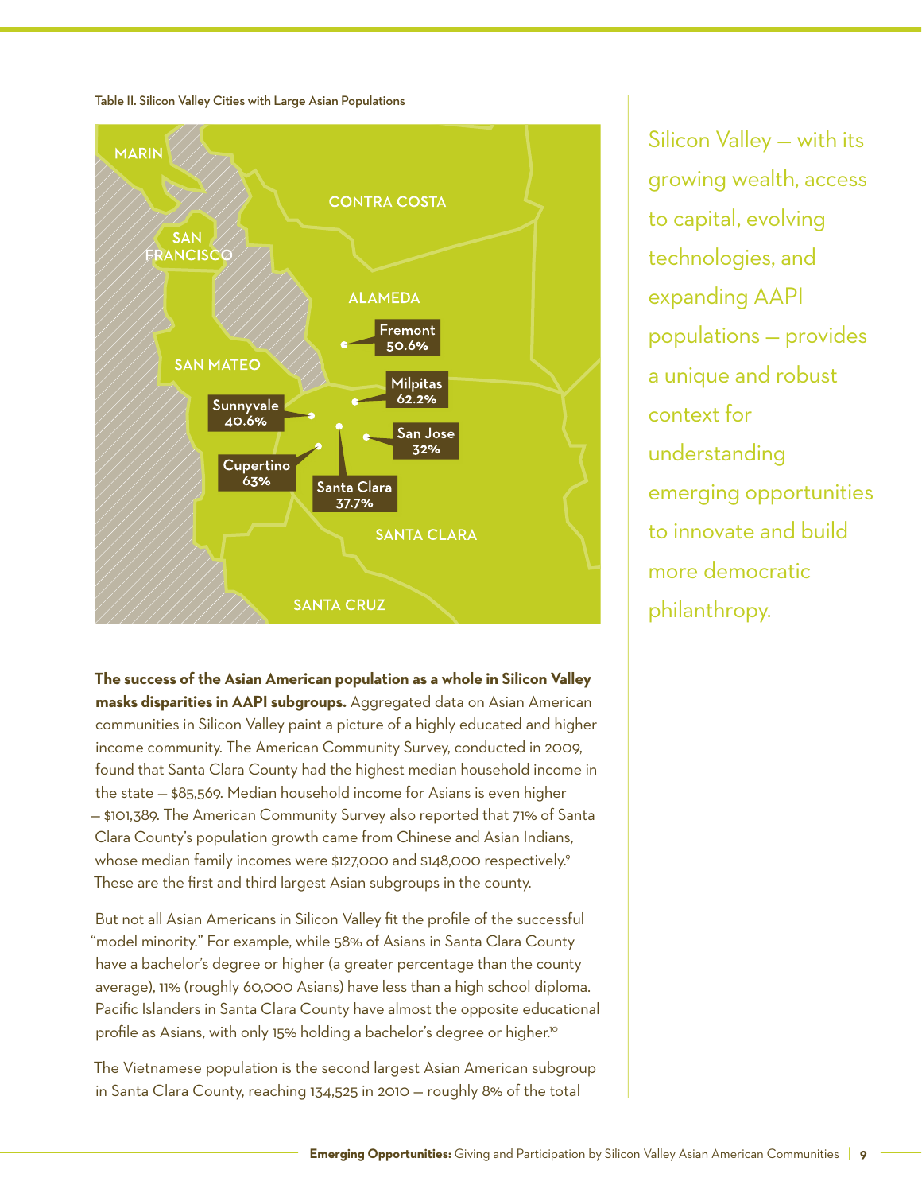Table II. Silicon Valley Cities with Large Asian Populations

MARIN
CONTRA COSTA
SAN FRANCISCO
ALAMEDA
Fremont 50.6%
SAN MATEO
Milpitas 62.2%
Sunnyvale 40.6%
San Jose 32%
Cupertino 63%
Santa Clara 37.7%
SANTA CLARA
SANTA CRUZ

Silicon Valley — with its growing wealth, access to capital, evolving technologies, and expanding AAPI populations — provides a unique and robust context for understanding emerging opportunities to innovate and build more democratic philanthropy.

**The success of the Asian American population as a whole in Silicon Valley masks disparities in AAPI subgroups.** Aggregated data on Asian American communities in Silicon Valley paint a picture of a highly educated and higher income community. The American Community Survey, conducted in 2009, found that Santa Clara County had the highest median household income in the state — $85,569. Median household income for Asians is even higher — $101,389. The American Community Survey also reported that 71% of Santa Clara County's population growth came from Chinese and Asian Indians, whose median family incomes were $127,000 and $148,000 respectively.[9] These are the first and third largest Asian subgroups in the county.

But not all Asian Americans in Silicon Valley fit the profile of the successful "model minority." For example, while 58% of Asians in Santa Clara County have a bachelor's degree or higher (a greater percentage than the county average), 11% (roughly 60,000 Asians) have less than a high school diploma. Pacific Islanders in Santa Clara County have almost the opposite educational profile as Asians, with only 15% holding a bachelor's degree or higher.[10]

The Vietnamese population is the second largest Asian American subgroup in Santa Clara County, reaching 134,525 in 2010 — roughly 8% of the total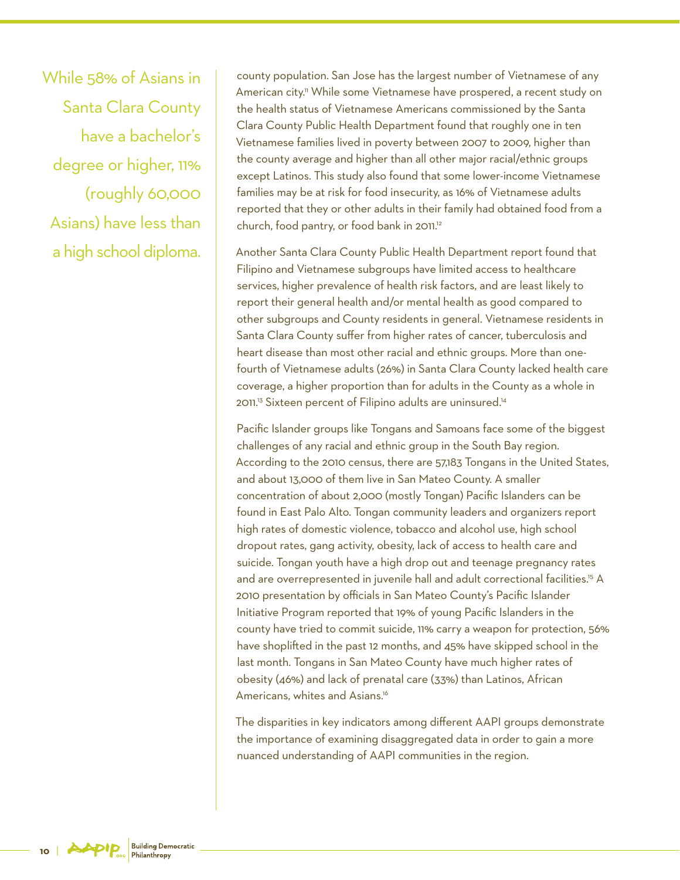While 58% of Asians in Santa Clara County have a bachelor's degree or higher, 11% (roughly 60,000 Asians) have less than a high school diploma.

county population. San Jose has the largest number of Vietnamese of any American city.[11] While some Vietnamese have prospered, a recent study on the health status of Vietnamese Americans commissioned by the Santa Clara County Public Health Department found that roughly one in ten Vietnamese families lived in poverty between 2007 to 2009, higher than the county average and higher than all other major racial/ethnic groups except Latinos. This study also found that some lower-income Vietnamese families may be at risk for food insecurity, as 16% of Vietnamese adults reported that they or other adults in their family had obtained food from a church, food pantry, or food bank in 2011.[12]

Another Santa Clara County Public Health Department report found that Filipino and Vietnamese subgroups have limited access to healthcare services, higher prevalence of health risk factors, and are least likely to report their general health and/or mental health as good compared to other subgroups and County residents in general. Vietnamese residents in Santa Clara County suffer from higher rates of cancer, tuberculosis and heart disease than most other racial and ethnic groups. More than one-fourth of Vietnamese adults (26%) in Santa Clara County lacked health care coverage, a higher proportion than for adults in the County as a whole in 2011.[13] Sixteen percent of Filipino adults are uninsured.[14]

Pacific Islander groups like Tongans and Samoans face some of the biggest challenges of any racial and ethnic group in the South Bay region. According to the 2010 census, there are 57,183 Tongans in the United States, and about 13,000 of them live in San Mateo County. A smaller concentration of about 2,000 (mostly Tongan) Pacific Islanders can be found in East Palo Alto. Tongan community leaders and organizers report high rates of domestic violence, tobacco and alcohol use, high school dropout rates, gang activity, obesity, lack of access to health care and suicide. Tongan youth have a high drop out and teenage pregnancy rates and are overrepresented in juvenile hall and adult correctional facilities.[15] A 2010 presentation by officials in San Mateo County's Pacific Islander Initiative Program reported that 19% of young Pacific Islanders in the county have tried to commit suicide, 11% carry a weapon for protection, 56% have shoplifted in the past 12 months, and 45% have skipped school in the last month. Tongans in San Mateo County have much higher rates of obesity (46%) and lack of prenatal care (33%) than Latinos, African Americans, whites and Asians.[16]

The disparities in key indicators among different AAPI groups demonstrate the importance of examining disaggregated data in order to gain a more nuanced understanding of AAPI communities in the region.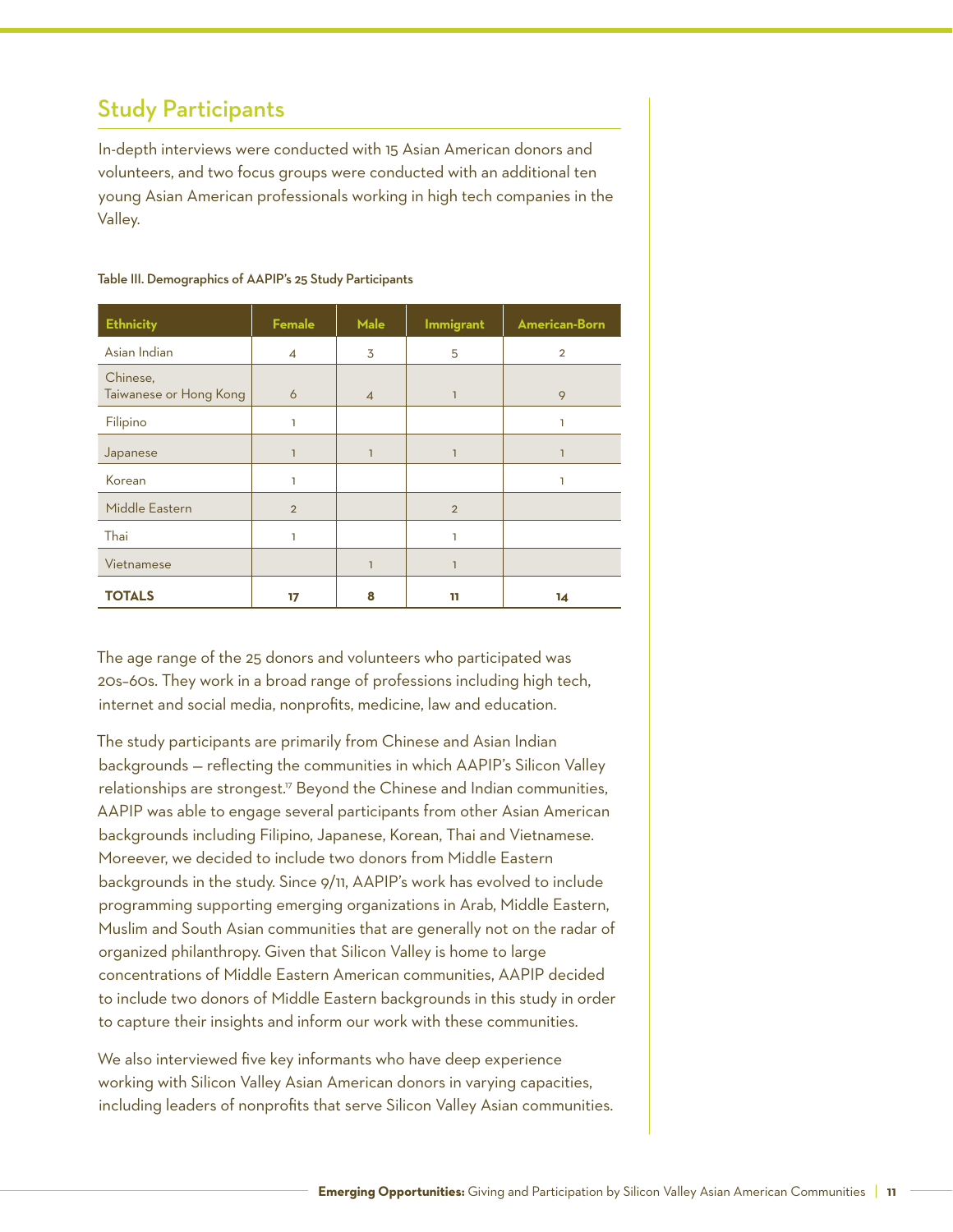## Study Participants

In-depth interviews were conducted with 15 Asian American donors and volunteers, and two focus groups were conducted with an additional ten young Asian American professionals working in high tech companies in the Valley.

Table III. Demographics of AAPIP's 25 Study Participants

| Ethnicity | Female | Male | Immigrant | American-Born |
|---|---|---|---|---|
| Asian Indian | 4 | 3 | 5 | 2 |
| Chinese, Taiwanese or Hong Kong | 6 | 4 | 1 | 9 |
| Filipino | 1 | | | 1 |
| Japanese | 1 | 1 | 1 | 1 |
| Korean | 1 | | | 1 |
| Middle Eastern | 2 | | 2 | |
| Thai | 1 | | 1 | |
| Vietnamese | | 1 | 1 | |
| **TOTALS** | **17** | **8** | **11** | **14** |

The age range of the 25 donors and volunteers who participated was 20s–60s. They work in a broad range of professions including high tech, internet and social media, nonprofits, medicine, law and education.

The study participants are primarily from Chinese and Asian Indian backgrounds — reflecting the communities in which AAPIP's Silicon Valley relationships are strongest.[17] Beyond the Chinese and Indian communities, AAPIP was able to engage several participants from other Asian American backgrounds including Filipino, Japanese, Korean, Thai and Vietnamese. Moreever, we decided to include two donors from Middle Eastern backgrounds in the study. Since 9/11, AAPIP's work has evolved to include programming supporting emerging organizations in Arab, Middle Eastern, Muslim and South Asian communities that are generally not on the radar of organized philanthropy. Given that Silicon Valley is home to large concentrations of Middle Eastern American communities, AAPIP decided to include two donors of Middle Eastern backgrounds in this study in order to capture their insights and inform our work with these communities.

We also interviewed five key informants who have deep experience working with Silicon Valley Asian American donors in varying capacities, including leaders of nonprofits that serve Silicon Valley Asian communities.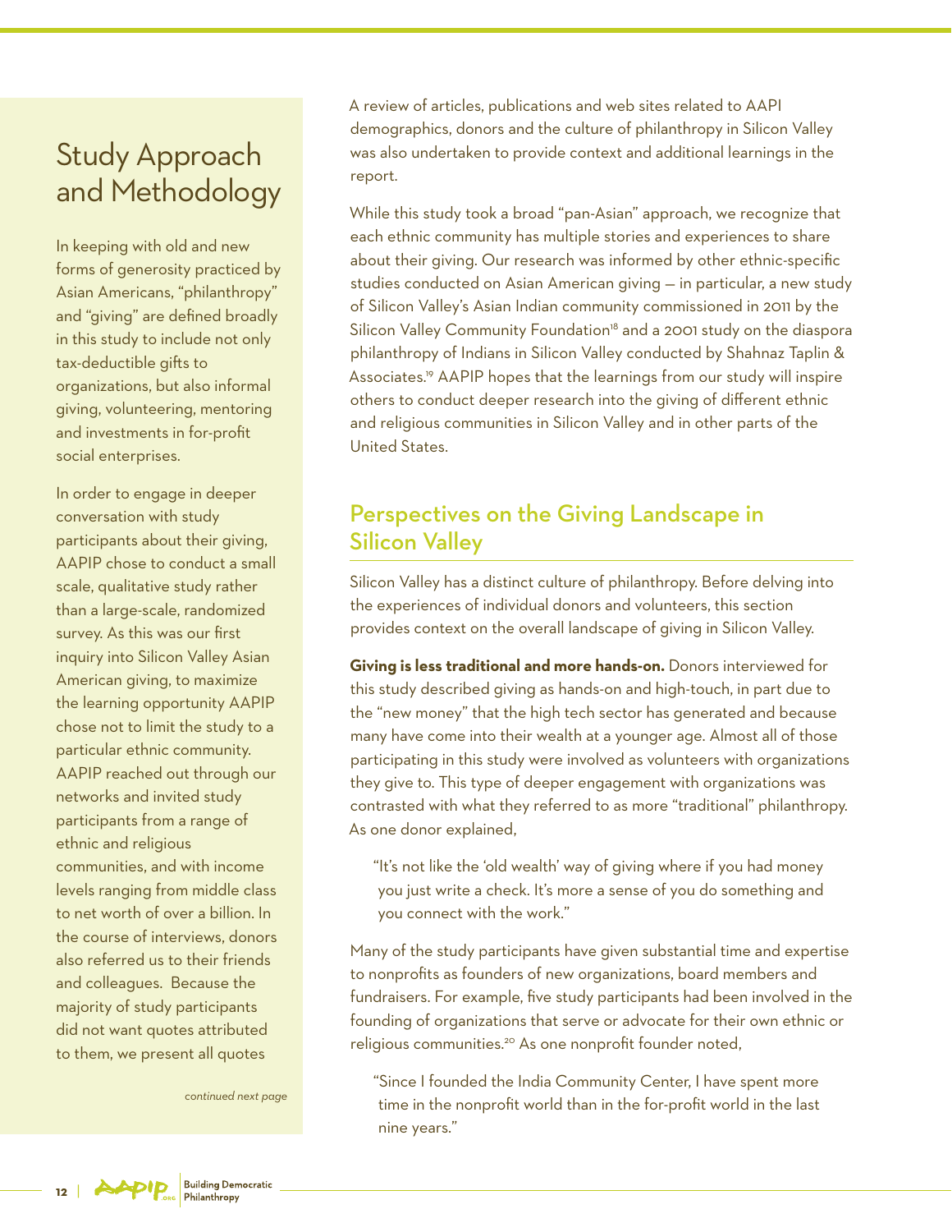## Study Approach and Methodology

In keeping with old and new forms of generosity practiced by Asian Americans, "philanthropy" and "giving" are defined broadly in this study to include not only tax-deductible gifts to organizations, but also informal giving, volunteering, mentoring and investments in for-profit social enterprises.

In order to engage in deeper conversation with study participants about their giving, AAPIP chose to conduct a small scale, qualitative study rather than a large-scale, randomized survey. As this was our first inquiry into Silicon Valley Asian American giving, to maximize the learning opportunity AAPIP chose not to limit the study to a particular ethnic community. AAPIP reached out through our networks and invited study participants from a range of ethnic and religious communities, and with income levels ranging from middle class to net worth of over a billion. In the course of interviews, donors also referred us to their friends and colleagues. Because the majority of study participants did not want quotes attributed to them, we present all quotes

*continued next page*

A review of articles, publications and web sites related to AAPI demographics, donors and the culture of philanthropy in Silicon Valley was also undertaken to provide context and additional learnings in the report.

While this study took a broad "pan-Asian" approach, we recognize that each ethnic community has multiple stories and experiences to share about their giving. Our research was informed by other ethnic-specific studies conducted on Asian American giving — in particular, a new study of Silicon Valley's Asian Indian community commissioned in 2011 by the Silicon Valley Community Foundation[18] and a 2001 study on the diaspora philanthropy of Indians in Silicon Valley conducted by Shahnaz Taplin & Associates.[19] AAPIP hopes that the learnings from our study will inspire others to conduct deeper research into the giving of different ethnic and religious communities in Silicon Valley and in other parts of the United States.

## Perspectives on the Giving Landscape in Silicon Valley

Silicon Valley has a distinct culture of philanthropy. Before delving into the experiences of individual donors and volunteers, this section provides context on the overall landscape of giving in Silicon Valley.

**Giving is less traditional and more hands-on.** Donors interviewed for this study described giving as hands-on and high-touch, in part due to the "new money" that the high tech sector has generated and because many have come into their wealth at a younger age. Almost all of those participating in this study were involved as volunteers with organizations they give to. This type of deeper engagement with organizations was contrasted with what they referred to as more "traditional" philanthropy. As one donor explained,

> "It's not like the 'old wealth' way of giving where if you had money you just write a check. It's more a sense of you do something and you connect with the work."

Many of the study participants have given substantial time and expertise to nonprofits as founders of new organizations, board members and fundraisers. For example, five study participants had been involved in the founding of organizations that serve or advocate for their own ethnic or religious communities.[20] As one nonprofit founder noted,

> "Since I founded the India Community Center, I have spent more time in the nonprofit world than in the for-profit world in the last nine years."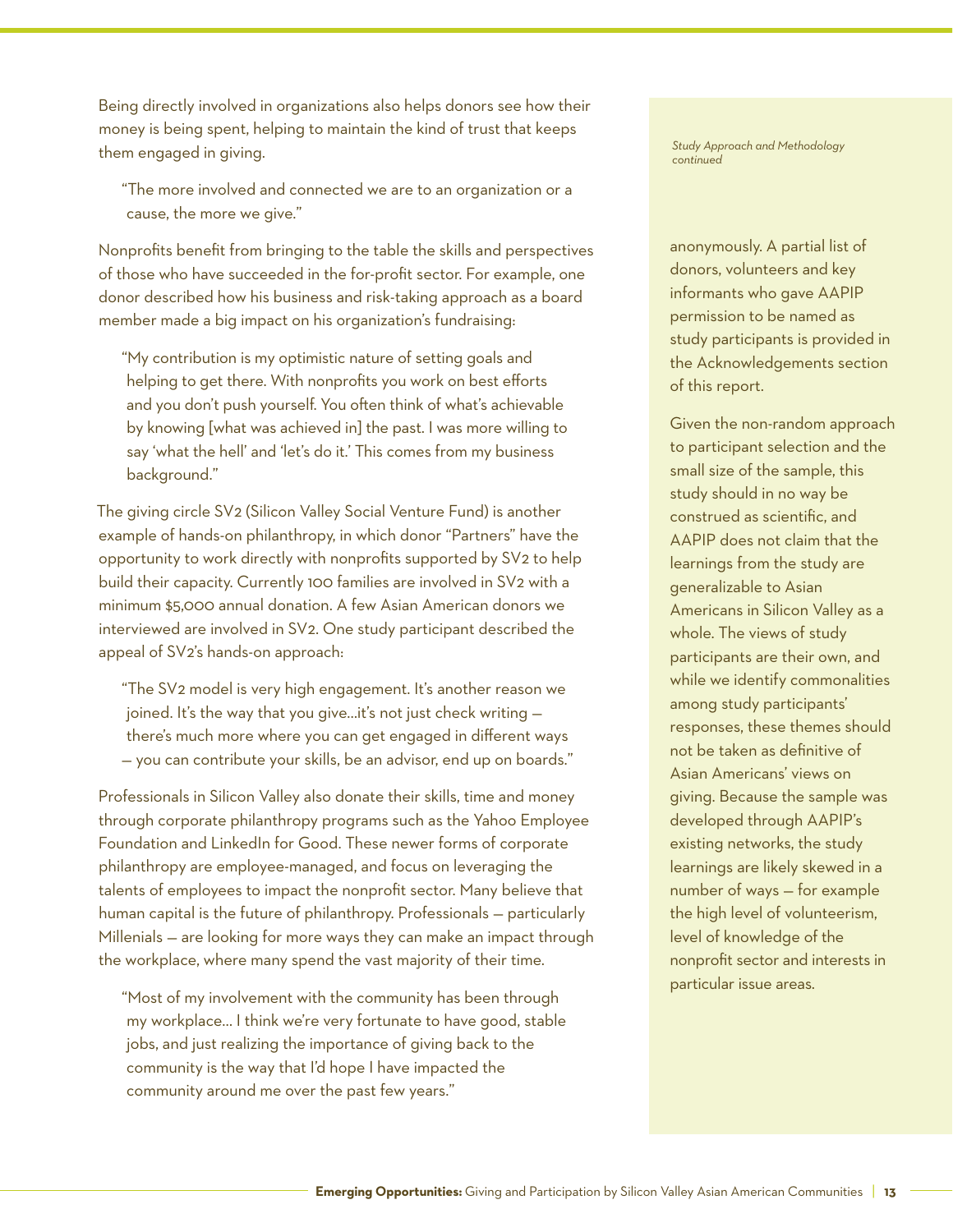Being directly involved in organizations also helps donors see how their money is being spent, helping to maintain the kind of trust that keeps them engaged in giving.

> "The more involved and connected we are to an organization or a cause, the more we give."

Nonprofits benefit from bringing to the table the skills and perspectives of those who have succeeded in the for-profit sector. For example, one donor described how his business and risk-taking approach as a board member made a big impact on his organization's fundraising:

> "My contribution is my optimistic nature of setting goals and helping to get there. With nonprofits you work on best efforts and you don't push yourself. You often think of what's achievable by knowing [what was achieved in] the past. I was more willing to say 'what the hell' and 'let's do it.' This comes from my business background."

The giving circle SV2 (Silicon Valley Social Venture Fund) is another example of hands-on philanthropy, in which donor "Partners" have the opportunity to work directly with nonprofits supported by SV2 to help build their capacity. Currently 100 families are involved in SV2 with a minimum $5,000 annual donation. A few Asian American donors we interviewed are involved in SV2. One study participant described the appeal of SV2's hands-on approach:

> "The SV2 model is very high engagement. It's another reason we joined. It's the way that you give…it's not just check writing — there's much more where you can get engaged in different ways — you can contribute your skills, be an advisor, end up on boards."

Professionals in Silicon Valley also donate their skills, time and money through corporate philanthropy programs such as the Yahoo Employee Foundation and LinkedIn for Good. These newer forms of corporate philanthropy are employee-managed, and focus on leveraging the talents of employees to impact the nonprofit sector. Many believe that human capital is the future of philanthropy. Professionals — particularly Millenials — are looking for more ways they can make an impact through the workplace, where many spend the vast majority of their time.

> "Most of my involvement with the community has been through my workplace… I think we're very fortunate to have good, stable jobs, and just realizing the importance of giving back to the community is the way that I'd hope I have impacted the community around me over the past few years."

*Study Approach and Methodology continued*

anonymously. A partial list of donors, volunteers and key informants who gave AAPIP permission to be named as study participants is provided in the Acknowledgements section of this report.

Given the non-random approach to participant selection and the small size of the sample, this study should in no way be construed as scientific, and AAPIP does not claim that the learnings from the study are generalizable to Asian Americans in Silicon Valley as a whole. The views of study participants are their own, and while we identify commonalities among study participants' responses, these themes should not be taken as definitive of Asian Americans' views on giving. Because the sample was developed through AAPIP's existing networks, the study learnings are likely skewed in a number of ways — for example the high level of volunteerism, level of knowledge of the nonprofit sector and interests in particular issue areas.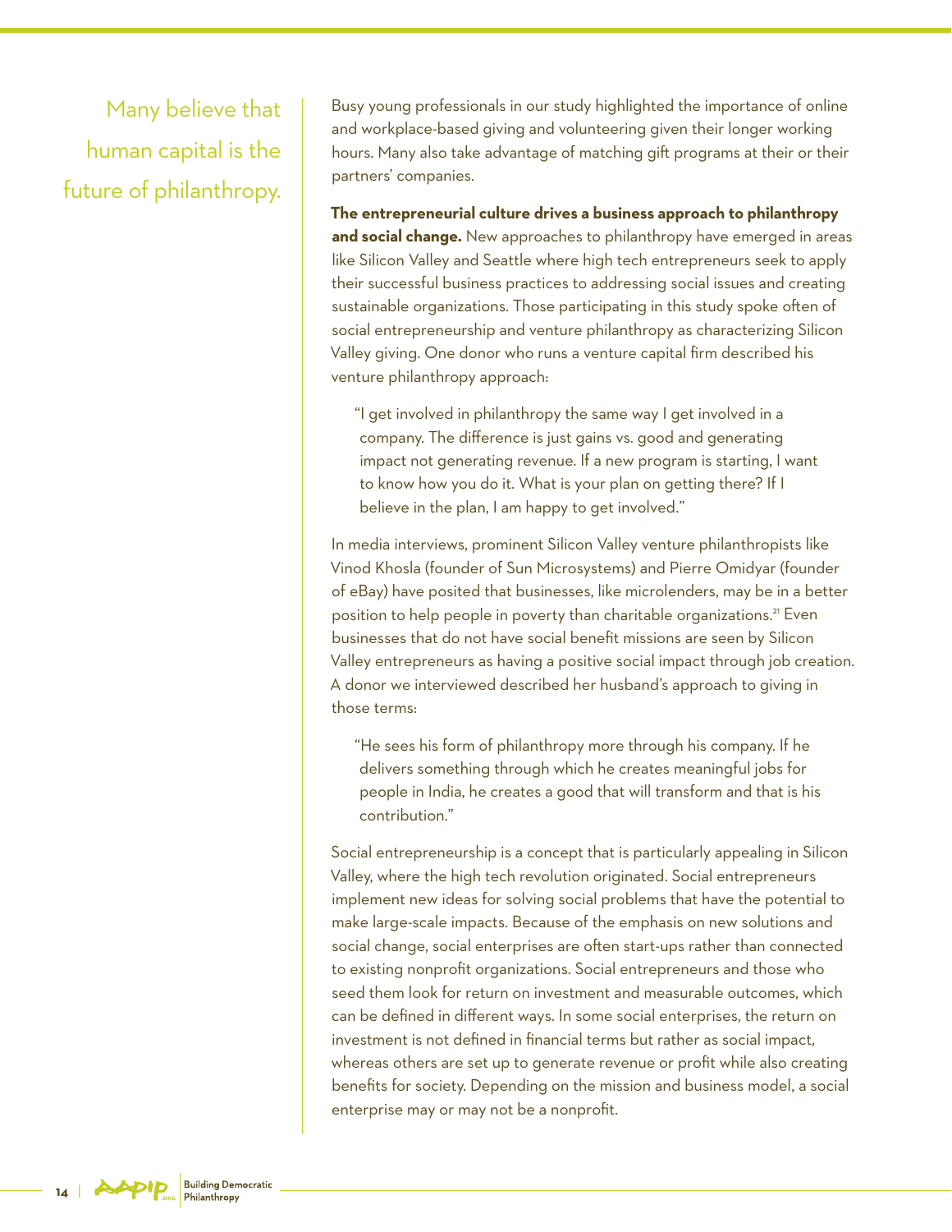Many believe that human capital is the future of philanthropy.

Busy young professionals in our study highlighted the importance of online and workplace-based giving and volunteering given their longer working hours. Many also take advantage of matching gift programs at their or their partners' companies.

**The entrepreneurial culture drives a business approach to philanthropy and social change.** New approaches to philanthropy have emerged in areas like Silicon Valley and Seattle where high tech entrepreneurs seek to apply their successful business practices to addressing social issues and creating sustainable organizations. Those participating in this study spoke often of social entrepreneurship and venture philanthropy as characterizing Silicon Valley giving. One donor who runs a venture capital firm described his venture philanthropy approach:

> "I get involved in philanthropy the same way I get involved in a company. The difference is just gains vs. good and generating impact not generating revenue. If a new program is starting, I want to know how you do it. What is your plan on getting there? If I believe in the plan, I am happy to get involved."

In media interviews, prominent Silicon Valley venture philanthropists like Vinod Khosla (founder of Sun Microsystems) and Pierre Omidyar (founder of eBay) have posited that businesses, like microlenders, may be in a better position to help people in poverty than charitable organizations.[21] Even businesses that do not have social benefit missions are seen by Silicon Valley entrepreneurs as having a positive social impact through job creation. A donor we interviewed described her husband's approach to giving in those terms:

> "He sees his form of philanthropy more through his company. If he delivers something through which he creates meaningful jobs for people in India, he creates a good that will transform and that is his contribution."

Social entrepreneurship is a concept that is particularly appealing in Silicon Valley, where the high tech revolution originated. Social entrepreneurs implement new ideas for solving social problems that have the potential to make large-scale impacts. Because of the emphasis on new solutions and social change, social enterprises are often start-ups rather than connected to existing nonprofit organizations. Social entrepreneurs and those who seed them look for return on investment and measurable outcomes, which can be defined in different ways. In some social enterprises, the return on investment is not defined in financial terms but rather as social impact, whereas others are set up to generate revenue or profit while also creating benefits for society. Depending on the mission and business model, a social enterprise may or may not be a nonprofit.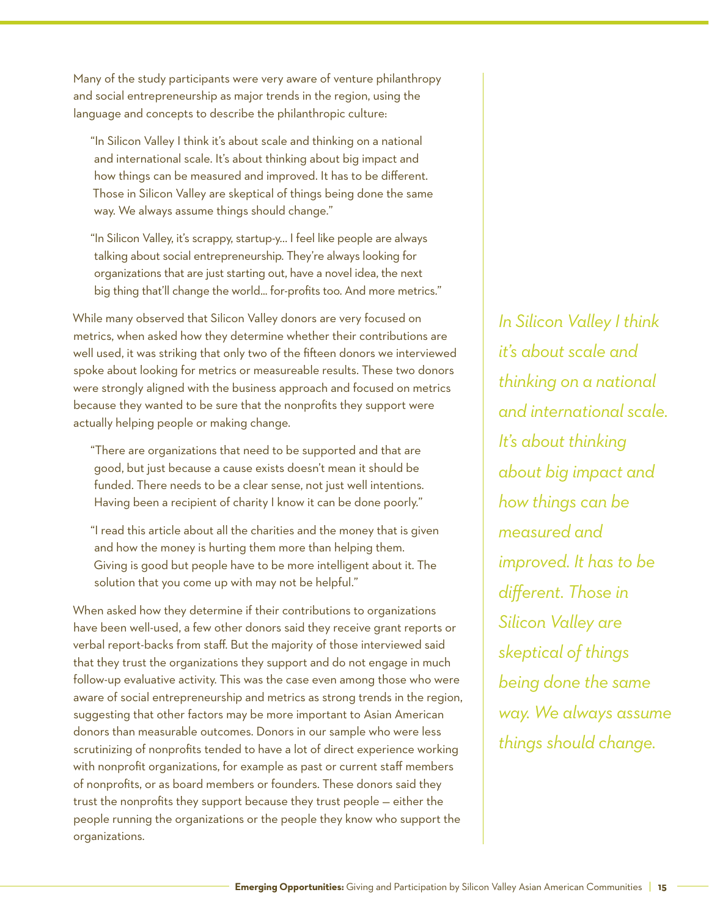Many of the study participants were very aware of venture philanthropy and social entrepreneurship as major trends in the region, using the language and concepts to describe the philanthropic culture:

> "In Silicon Valley I think it's about scale and thinking on a national and international scale. It's about thinking about big impact and how things can be measured and improved. It has to be different. Those in Silicon Valley are skeptical of things being done the same way. We always assume things should change."

> "In Silicon Valley, it's scrappy, startup-y... I feel like people are always talking about social entrepreneurship. They're always looking for organizations that are just starting out, have a novel idea, the next big thing that'll change the world... for-profits too. And more metrics."

While many observed that Silicon Valley donors are very focused on metrics, when asked how they determine whether their contributions are well used, it was striking that only two of the fifteen donors we interviewed spoke about looking for metrics or measureable results. These two donors were strongly aligned with the business approach and focused on metrics because they wanted to be sure that the nonprofits they support were actually helping people or making change.

> "There are organizations that need to be supported and that are good, but just because a cause exists doesn't mean it should be funded. There needs to be a clear sense, not just well intentions. Having been a recipient of charity I know it can be done poorly."

> "I read this article about all the charities and the money that is given and how the money is hurting them more than helping them. Giving is good but people have to be more intelligent about it. The solution that you come up with may not be helpful."

When asked how they determine if their contributions to organizations have been well-used, a few other donors said they receive grant reports or verbal report-backs from staff. But the majority of those interviewed said that they trust the organizations they support and do not engage in much follow-up evaluative activity. This was the case even among those who were aware of social entrepreneurship and metrics as strong trends in the region, suggesting that other factors may be more important to Asian American donors than measurable outcomes. Donors in our sample who were less scrutinizing of nonprofits tended to have a lot of direct experience working with nonprofit organizations, for example as past or current staff members of nonprofits, or as board members or founders. These donors said they trust the nonprofits they support because they trust people — either the people running the organizations or the people they know who support the organizations.

*In Silicon Valley I think it's about scale and thinking on a national and international scale. It's about thinking about big impact and how things can be measured and improved. It has to be different. Those in Silicon Valley are skeptical of things being done the same way. We always assume things should change.*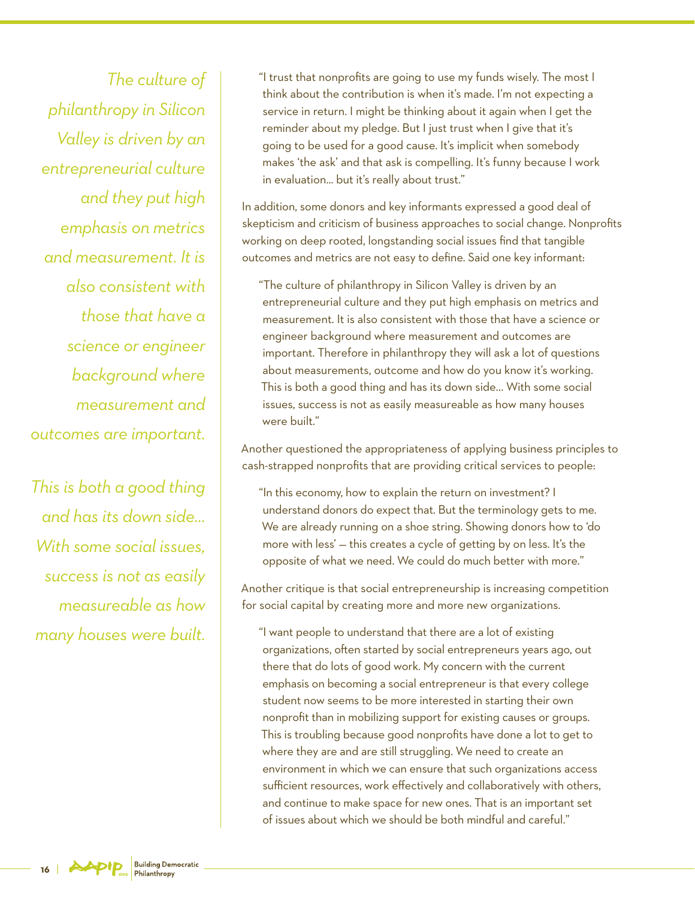*The culture of philanthropy in Silicon Valley is driven by an entrepreneurial culture and they put high emphasis on metrics and measurement. It is also consistent with those that have a science or engineer background where measurement and outcomes are important.*

*This is both a good thing and has its down side... With some social issues, success is not as easily measureable as how many houses were built.*

> "I trust that nonprofits are going to use my funds wisely. The most I think about the contribution is when it's made. I'm not expecting a service in return. I might be thinking about it again when I get the reminder about my pledge. But I just trust when I give that it's going to be used for a good cause. It's implicit when somebody makes 'the ask' and that ask is compelling. It's funny because I work in evaluation... but it's really about trust."

In addition, some donors and key informants expressed a good deal of skepticism and criticism of business approaches to social change. Nonprofits working on deep rooted, longstanding social issues find that tangible outcomes and metrics are not easy to define. Said one key informant:

> "The culture of philanthropy in Silicon Valley is driven by an entrepreneurial culture and they put high emphasis on metrics and measurement. It is also consistent with those that have a science or engineer background where measurement and outcomes are important. Therefore in philanthropy they will ask a lot of questions about measurements, outcome and how do you know it's working. This is both a good thing and has its down side... With some social issues, success is not as easily measureable as how many houses were built."

Another questioned the appropriateness of applying business principles to cash-strapped nonprofits that are providing critical services to people:

> "In this economy, how to explain the return on investment? I understand donors do expect that. But the terminology gets to me. We are already running on a shoe string. Showing donors how to 'do more with less' — this creates a cycle of getting by on less. It's the opposite of what we need. We could do much better with more."

Another critique is that social entrepreneurship is increasing competition for social capital by creating more and more new organizations.

> "I want people to understand that there are a lot of existing organizations, often started by social entrepreneurs years ago, out there that do lots of good work. My concern with the current emphasis on becoming a social entrepreneur is that every college student now seems to be more interested in starting their own nonprofit than in mobilizing support for existing causes or groups. This is troubling because good nonprofits have done a lot to get to where they are and are still struggling. We need to create an environment in which we can ensure that such organizations access sufficient resources, work effectively and collaboratively with others, and continue to make space for new ones. That is an important set of issues about which we should be both mindful and careful."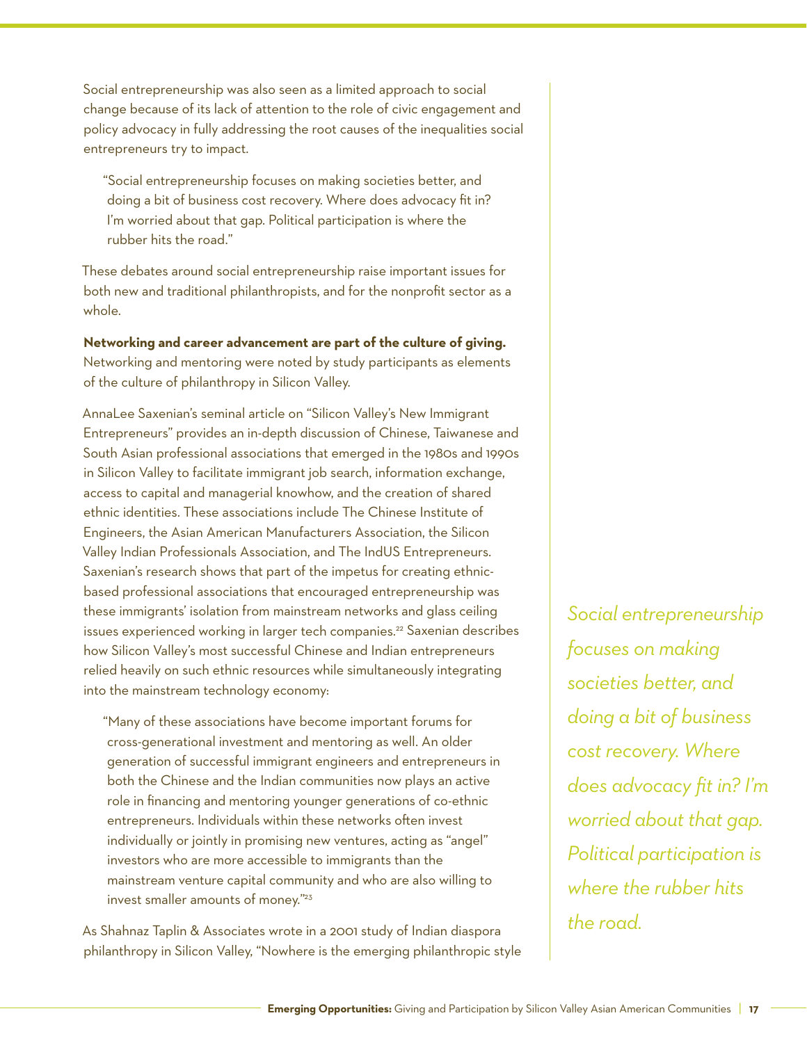Social entrepreneurship was also seen as a limited approach to social change because of its lack of attention to the role of civic engagement and policy advocacy in fully addressing the root causes of the inequalities social entrepreneurs try to impact.

> "Social entrepreneurship focuses on making societies better, and doing a bit of business cost recovery. Where does advocacy fit in? I'm worried about that gap. Political participation is where the rubber hits the road."

These debates around social entrepreneurship raise important issues for both new and traditional philanthropists, and for the nonprofit sector as a whole.

**Networking and career advancement are part of the culture of giving.** Networking and mentoring were noted by study participants as elements of the culture of philanthropy in Silicon Valley.

AnnaLee Saxenian's seminal article on "Silicon Valley's New Immigrant Entrepreneurs" provides an in-depth discussion of Chinese, Taiwanese and South Asian professional associations that emerged in the 1980s and 1990s in Silicon Valley to facilitate immigrant job search, information exchange, access to capital and managerial knowhow, and the creation of shared ethnic identities. These associations include The Chinese Institute of Engineers, the Asian American Manufacturers Association, the Silicon Valley Indian Professionals Association, and The IndUS Entrepreneurs. Saxenian's research shows that part of the impetus for creating ethnic-based professional associations that encouraged entrepreneurship was these immigrants' isolation from mainstream networks and glass ceiling issues experienced working in larger tech companies.[22] Saxenian describes how Silicon Valley's most successful Chinese and Indian entrepreneurs relied heavily on such ethnic resources while simultaneously integrating into the mainstream technology economy:

> "Many of these associations have become important forums for cross-generational investment and mentoring as well. An older generation of successful immigrant engineers and entrepreneurs in both the Chinese and the Indian communities now plays an active role in financing and mentoring younger generations of co-ethnic entrepreneurs. Individuals within these networks often invest individually or jointly in promising new ventures, acting as "angel" investors who are more accessible to immigrants than the mainstream venture capital community and who are also willing to invest smaller amounts of money."[23]

As Shahnaz Taplin & Associates wrote in a 2001 study of Indian diaspora philanthropy in Silicon Valley, "Nowhere is the emerging philanthropic style

*Social entrepreneurship focuses on making societies better, and doing a bit of business cost recovery. Where does advocacy fit in? I'm worried about that gap. Political participation is where the rubber hits the road.*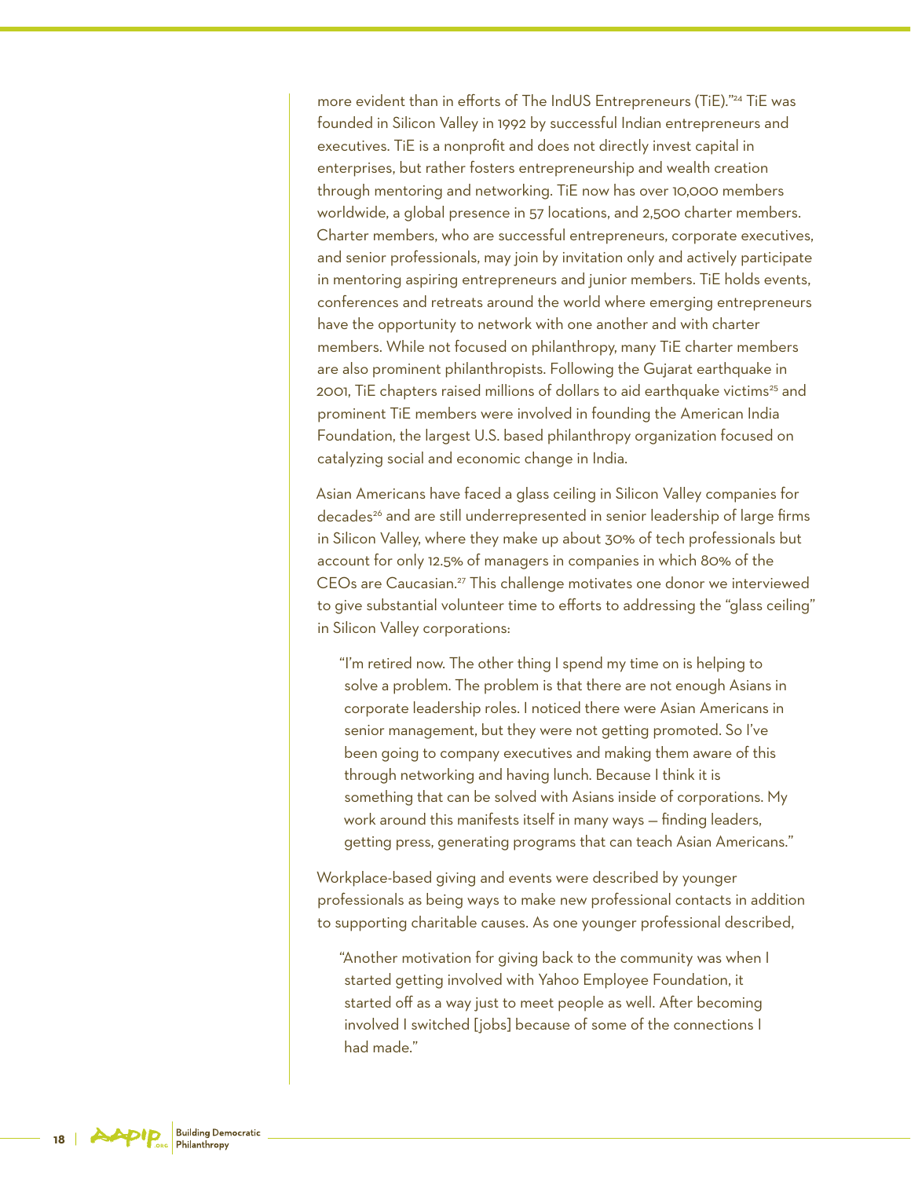more evident than in efforts of The IndUS Entrepreneurs (TiE)."[24] TiE was founded in Silicon Valley in 1992 by successful Indian entrepreneurs and executives. TiE is a nonprofit and does not directly invest capital in enterprises, but rather fosters entrepreneurship and wealth creation through mentoring and networking. TiE now has over 10,000 members worldwide, a global presence in 57 locations, and 2,500 charter members. Charter members, who are successful entrepreneurs, corporate executives, and senior professionals, may join by invitation only and actively participate in mentoring aspiring entrepreneurs and junior members. TiE holds events, conferences and retreats around the world where emerging entrepreneurs have the opportunity to network with one another and with charter members. While not focused on philanthropy, many TiE charter members are also prominent philanthropists. Following the Gujarat earthquake in 2001, TiE chapters raised millions of dollars to aid earthquake victims[25] and prominent TiE members were involved in founding the American India Foundation, the largest U.S. based philanthropy organization focused on catalyzing social and economic change in India.

Asian Americans have faced a glass ceiling in Silicon Valley companies for decades[26] and are still underrepresented in senior leadership of large firms in Silicon Valley, where they make up about 30% of tech professionals but account for only 12.5% of managers in companies in which 80% of the CEOs are Caucasian.[27] This challenge motivates one donor we interviewed to give substantial volunteer time to efforts to addressing the "glass ceiling" in Silicon Valley corporations:

> "I'm retired now. The other thing I spend my time on is helping to solve a problem. The problem is that there are not enough Asians in corporate leadership roles. I noticed there were Asian Americans in senior management, but they were not getting promoted. So I've been going to company executives and making them aware of this through networking and having lunch. Because I think it is something that can be solved with Asians inside of corporations. My work around this manifests itself in many ways — finding leaders, getting press, generating programs that can teach Asian Americans."

Workplace-based giving and events were described by younger professionals as being ways to make new professional contacts in addition to supporting charitable causes. As one younger professional described,

> "Another motivation for giving back to the community was when I started getting involved with Yahoo Employee Foundation, it started off as a way just to meet people as well. After becoming involved I switched [jobs] because of some of the connections I had made."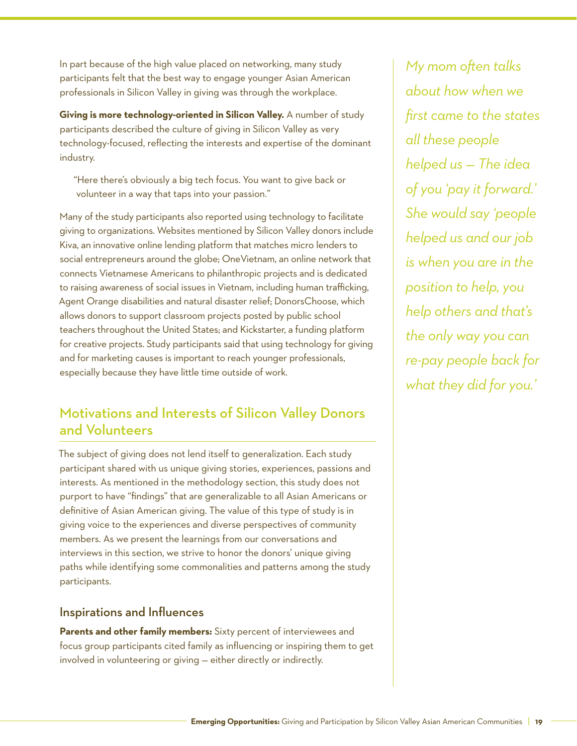In part because of the high value placed on networking, many study participants felt that the best way to engage younger Asian American professionals in Silicon Valley in giving was through the workplace.

**Giving is more technology-oriented in Silicon Valley.** A number of study participants described the culture of giving in Silicon Valley as very technology-focused, reflecting the interests and expertise of the dominant industry.

> "Here there's obviously a big tech focus. You want to give back or volunteer in a way that taps into your passion."

Many of the study participants also reported using technology to facilitate giving to organizations. Websites mentioned by Silicon Valley donors include Kiva, an innovative online lending platform that matches micro lenders to social entrepreneurs around the globe; OneVietnam, an online network that connects Vietnamese Americans to philanthropic projects and is dedicated to raising awareness of social issues in Vietnam, including human trafficking, Agent Orange disabilities and natural disaster relief; DonorsChoose, which allows donors to support classroom projects posted by public school teachers throughout the United States; and Kickstarter, a funding platform for creative projects. Study participants said that using technology for giving and for marketing causes is important to reach younger professionals, especially because they have little time outside of work.

## Motivations and Interests of Silicon Valley Donors and Volunteers

The subject of giving does not lend itself to generalization. Each study participant shared with us unique giving stories, experiences, passions and interests. As mentioned in the methodology section, this study does not purport to have "findings" that are generalizable to all Asian Americans or definitive of Asian American giving. The value of this type of study is in giving voice to the experiences and diverse perspectives of community members. As we present the learnings from our conversations and interviews in this section, we strive to honor the donors' unique giving paths while identifying some commonalities and patterns among the study participants.

### Inspirations and Influences

**Parents and other family members:** Sixty percent of interviewees and focus group participants cited family as influencing or inspiring them to get involved in volunteering or giving — either directly or indirectly.

*My mom often talks about how when we first came to the states all these people helped us — The idea of you 'pay it forward.' She would say 'people helped us and our job is when you are in the position to help, you help others and that's the only way you can re-pay people back for what they did for you.'*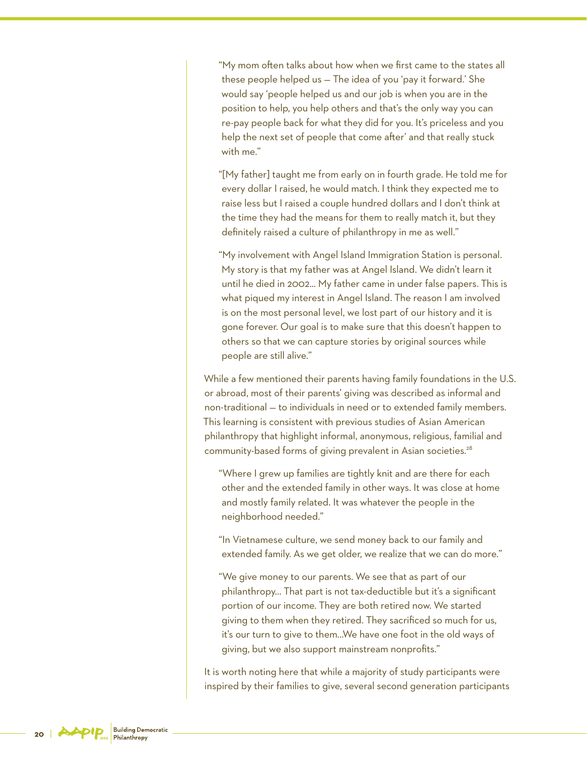> "My mom often talks about how when we first came to the states all these people helped us — The idea of you 'pay it forward.' She would say 'people helped us and our job is when you are in the position to help, you help others and that's the only way you can re-pay people back for what they did for you. It's priceless and you help the next set of people that come after' and that really stuck with me."

> "[My father] taught me from early on in fourth grade. He told me for every dollar I raised, he would match. I think they expected me to raise less but I raised a couple hundred dollars and I don't think at the time they had the means for them to really match it, but they definitely raised a culture of philanthropy in me as well."

> "My involvement with Angel Island Immigration Station is personal. My story is that my father was at Angel Island. We didn't learn it until he died in 2002... My father came in under false papers. This is what piqued my interest in Angel Island. The reason I am involved is on the most personal level, we lost part of our history and it is gone forever. Our goal is to make sure that this doesn't happen to others so that we can capture stories by original sources while people are still alive."

While a few mentioned their parents having family foundations in the U.S. or abroad, most of their parents' giving was described as informal and non-traditional — to individuals in need or to extended family members. This learning is consistent with previous studies of Asian American philanthropy that highlight informal, anonymous, religious, familial and community-based forms of giving prevalent in Asian societies.[28]

> "Where I grew up families are tightly knit and are there for each other and the extended family in other ways. It was close at home and mostly family related. It was whatever the people in the neighborhood needed."

> "In Vietnamese culture, we send money back to our family and extended family. As we get older, we realize that we can do more."

> "We give money to our parents. We see that as part of our philanthropy... That part is not tax-deductible but it's a significant portion of our income. They are both retired now. We started giving to them when they retired. They sacrificed so much for us, it's our turn to give to them...We have one foot in the old ways of giving, but we also support mainstream nonprofits."

It is worth noting here that while a majority of study participants were inspired by their families to give, several second generation participants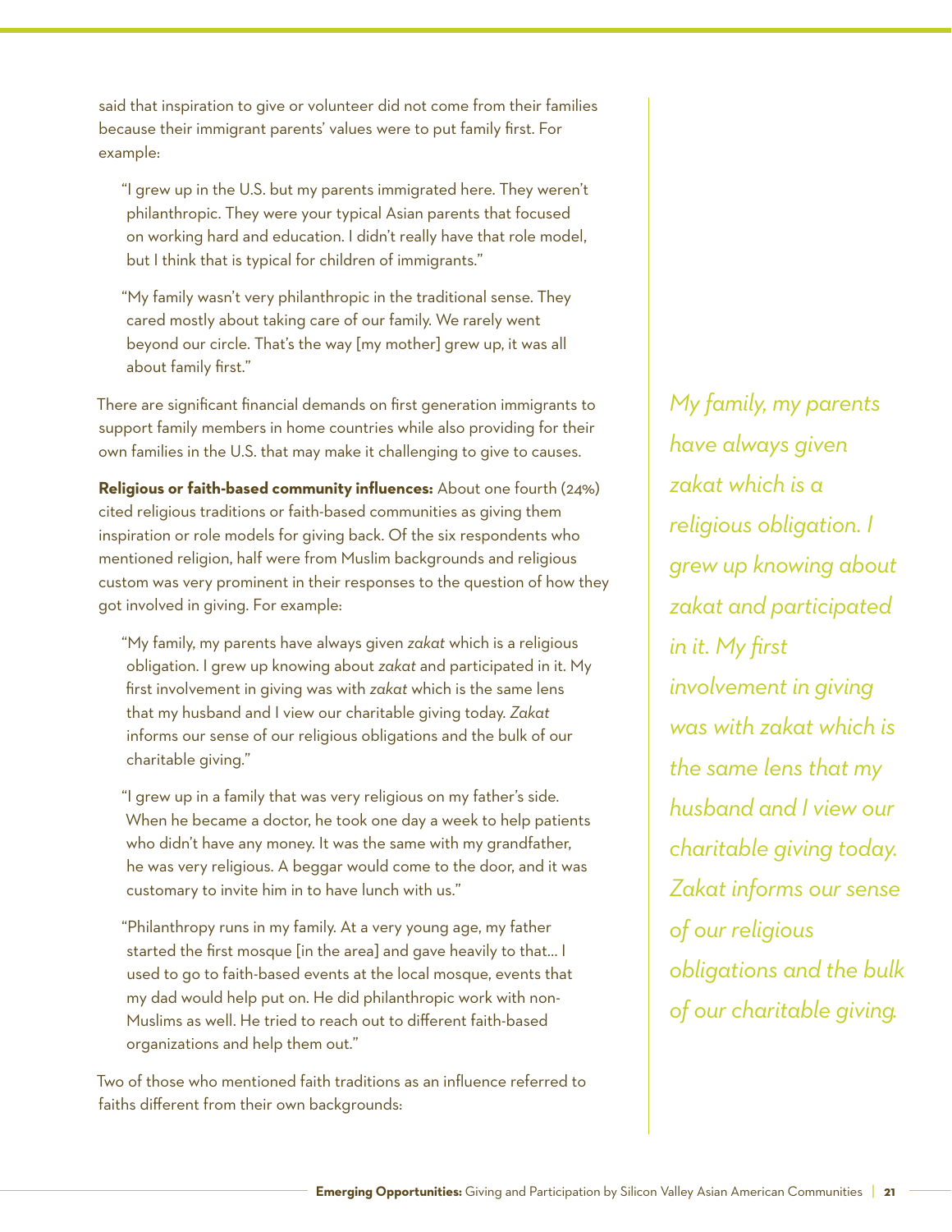said that inspiration to give or volunteer did not come from their families because their immigrant parents' values were to put family first. For example:

> "I grew up in the U.S. but my parents immigrated here. They weren't philanthropic. They were your typical Asian parents that focused on working hard and education. I didn't really have that role model, but I think that is typical for children of immigrants."

> "My family wasn't very philanthropic in the traditional sense. They cared mostly about taking care of our family. We rarely went beyond our circle. That's the way [my mother] grew up, it was all about family first."

There are significant financial demands on first generation immigrants to support family members in home countries while also providing for their own families in the U.S. that may make it challenging to give to causes.

**Religious or faith-based community influences:** About one fourth (24%) cited religious traditions or faith-based communities as giving them inspiration or role models for giving back. Of the six respondents who mentioned religion, half were from Muslim backgrounds and religious custom was very prominent in their responses to the question of how they got involved in giving. For example:

> "My family, my parents have always given *zakat* which is a religious obligation. I grew up knowing about *zakat* and participated in it. My first involvement in giving was with *zakat* which is the same lens that my husband and I view our charitable giving today. *Zakat* informs our sense of our religious obligations and the bulk of our charitable giving."

> "I grew up in a family that was very religious on my father's side. When he became a doctor, he took one day a week to help patients who didn't have any money. It was the same with my grandfather, he was very religious. A beggar would come to the door, and it was customary to invite him in to have lunch with us."

> "Philanthropy runs in my family. At a very young age, my father started the first mosque [in the area] and gave heavily to that... I used to go to faith-based events at the local mosque, events that my dad would help put on. He did philanthropic work with non-Muslims as well. He tried to reach out to different faith-based organizations and help them out."

Two of those who mentioned faith traditions as an influence referred to faiths different from their own backgrounds:

*My family, my parents have always given zakat which is a religious obligation. I grew up knowing about zakat and participated in it. My first involvement in giving was with zakat which is the same lens that my husband and I view our charitable giving today. Zakat informs our sense of our religious obligations and the bulk of our charitable giving.*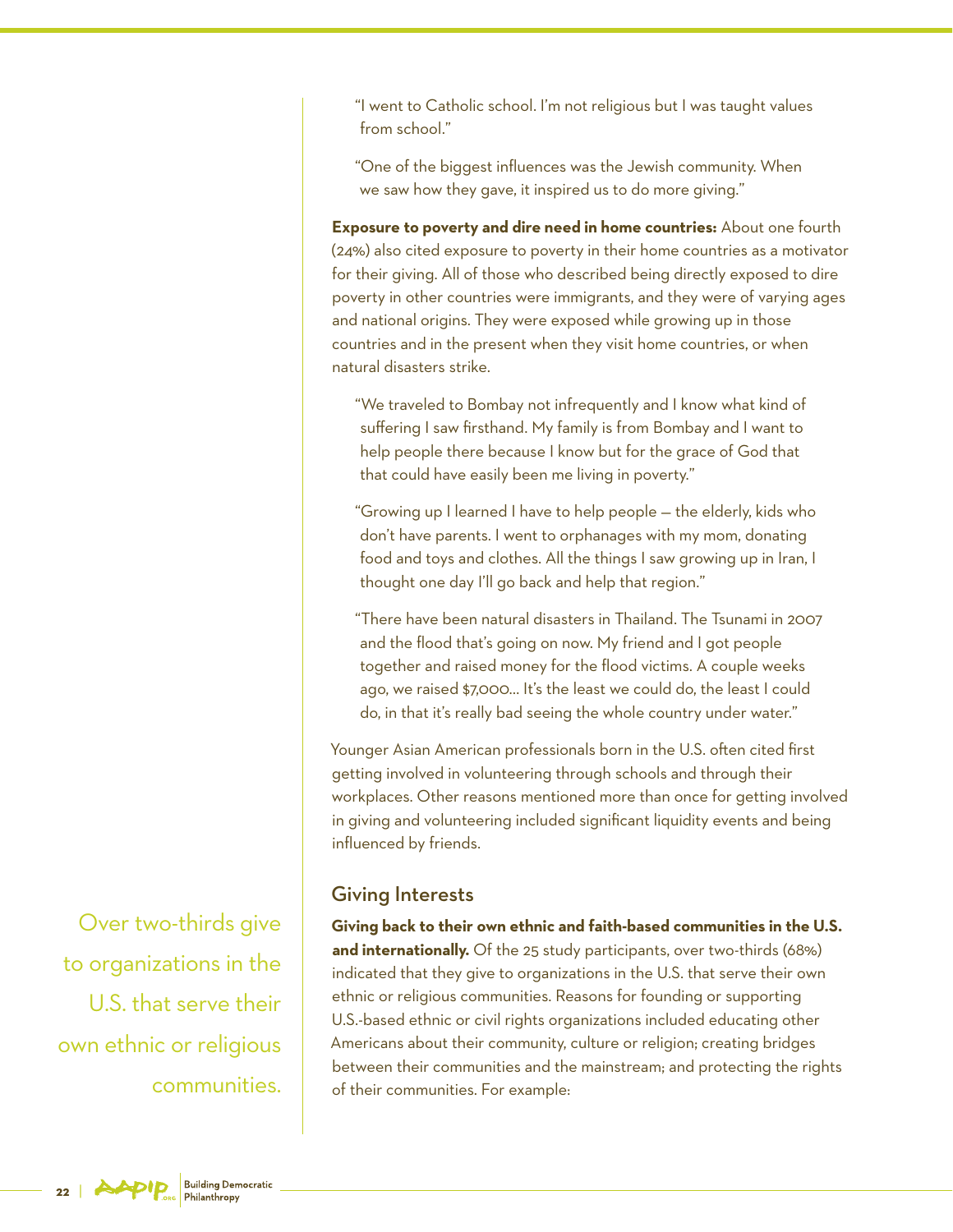"I went to Catholic school. I'm not religious but I was taught values from school."

"One of the biggest influences was the Jewish community. When we saw how they gave, it inspired us to do more giving."

**Exposure to poverty and dire need in home countries:** About one fourth (24%) also cited exposure to poverty in their home countries as a motivator for their giving. All of those who described being directly exposed to dire poverty in other countries were immigrants, and they were of varying ages and national origins. They were exposed while growing up in those countries and in the present when they visit home countries, or when natural disasters strike.

"We traveled to Bombay not infrequently and I know what kind of suffering I saw firsthand. My family is from Bombay and I want to help people there because I know but for the grace of God that that could have easily been me living in poverty."

"Growing up I learned I have to help people — the elderly, kids who don't have parents. I went to orphanages with my mom, donating food and toys and clothes. All the things I saw growing up in Iran, I thought one day I'll go back and help that region."

"There have been natural disasters in Thailand. The Tsunami in 2007 and the flood that's going on now. My friend and I got people together and raised money for the flood victims. A couple weeks ago, we raised $7,000... It's the least we could do, the least I could do, in that it's really bad seeing the whole country under water."

Younger Asian American professionals born in the U.S. often cited first getting involved in volunteering through schools and through their workplaces. Other reasons mentioned more than once for getting involved in giving and volunteering included significant liquidity events and being influenced by friends.

## Giving Interests

Over two-thirds give to organizations in the U.S. that serve their own ethnic or religious communities.

**Giving back to their own ethnic and faith-based communities in the U.S. and internationally.** Of the 25 study participants, over two-thirds (68%) indicated that they give to organizations in the U.S. that serve their own ethnic or religious communities. Reasons for founding or supporting U.S.-based ethnic or civil rights organizations included educating other Americans about their community, culture or religion; creating bridges between their communities and the mainstream; and protecting the rights of their communities. For example: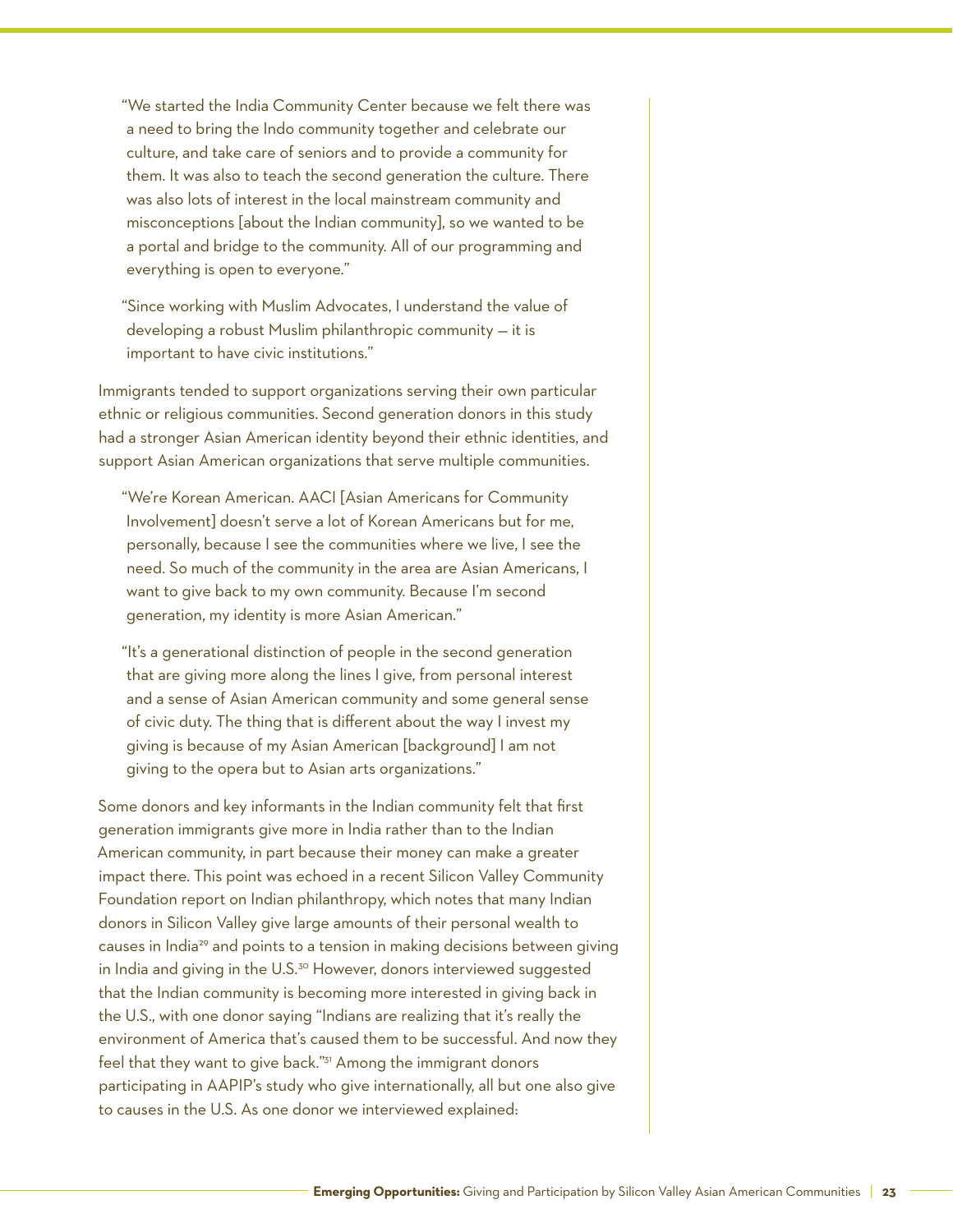> "We started the India Community Center because we felt there was a need to bring the Indo community together and celebrate our culture, and take care of seniors and to provide a community for them. It was also to teach the second generation the culture. There was also lots of interest in the local mainstream community and misconceptions [about the Indian community], so we wanted to be a portal and bridge to the community. All of our programming and everything is open to everyone."

> "Since working with Muslim Advocates, I understand the value of developing a robust Muslim philanthropic community — it is important to have civic institutions."

Immigrants tended to support organizations serving their own particular ethnic or religious communities. Second generation donors in this study had a stronger Asian American identity beyond their ethnic identities, and support Asian American organizations that serve multiple communities.

> "We're Korean American. AACI [Asian Americans for Community Involvement] doesn't serve a lot of Korean Americans but for me, personally, because I see the communities where we live, I see the need. So much of the community in the area are Asian Americans, I want to give back to my own community. Because I'm second generation, my identity is more Asian American."

> "It's a generational distinction of people in the second generation that are giving more along the lines I give, from personal interest and a sense of Asian American community and some general sense of civic duty. The thing that is different about the way I invest my giving is because of my Asian American [background] I am not giving to the opera but to Asian arts organizations."

Some donors and key informants in the Indian community felt that first generation immigrants give more in India rather than to the Indian American community, in part because their money can make a greater impact there. This point was echoed in a recent Silicon Valley Community Foundation report on Indian philanthropy, which notes that many Indian donors in Silicon Valley give large amounts of their personal wealth to causes in India[29] and points to a tension in making decisions between giving in India and giving in the U.S.[30] However, donors interviewed suggested that the Indian community is becoming more interested in giving back in the U.S., with one donor saying "Indians are realizing that it's really the environment of America that's caused them to be successful. And now they feel that they want to give back."[31] Among the immigrant donors participating in AAPIP's study who give internationally, all but one also give to causes in the U.S. As one donor we interviewed explained: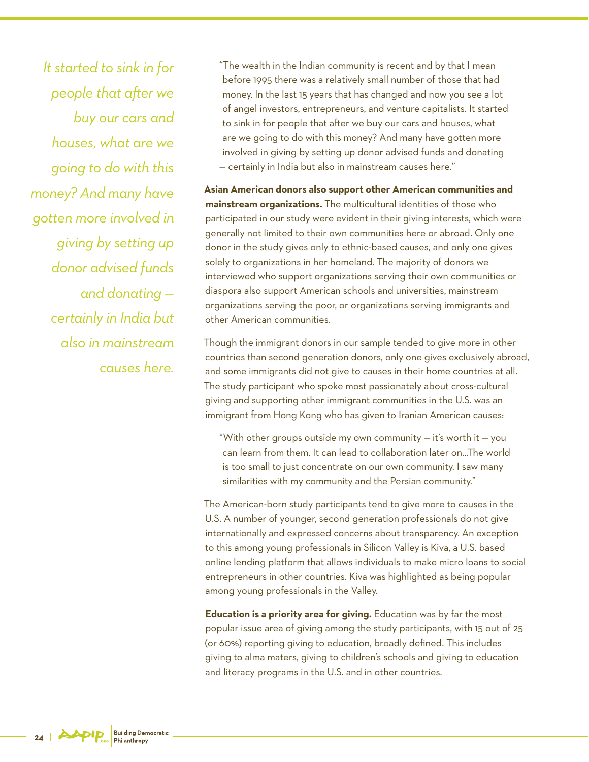*It started to sink in for people that after we buy our cars and houses, what are we going to do with this money? And many have gotten more involved in giving by setting up donor advised funds and donating — certainly in India but also in mainstream causes here.*

> "The wealth in the Indian community is recent and by that I mean before 1995 there was a relatively small number of those that had money. In the last 15 years that has changed and now you see a lot of angel investors, entrepreneurs, and venture capitalists. It started to sink in for people that after we buy our cars and houses, what are we going to do with this money? And many have gotten more involved in giving by setting up donor advised funds and donating — certainly in India but also in mainstream causes here."

**Asian American donors also support other American communities and mainstream organizations.** The multicultural identities of those who participated in our study were evident in their giving interests, which were generally not limited to their own communities here or abroad. Only one donor in the study gives only to ethnic-based causes, and only one gives solely to organizations in her homeland. The majority of donors we interviewed who support organizations serving their own communities or diaspora also support American schools and universities, mainstream organizations serving the poor, or organizations serving immigrants and other American communities.

Though the immigrant donors in our sample tended to give more in other countries than second generation donors, only one gives exclusively abroad, and some immigrants did not give to causes in their home countries at all. The study participant who spoke most passionately about cross-cultural giving and supporting other immigrant communities in the U.S. was an immigrant from Hong Kong who has given to Iranian American causes:

> "With other groups outside my own community — it's worth it — you can learn from them. It can lead to collaboration later on…The world is too small to just concentrate on our own community. I saw many similarities with my community and the Persian community."

The American-born study participants tend to give more to causes in the U.S. A number of younger, second generation professionals do not give internationally and expressed concerns about transparency. An exception to this among young professionals in Silicon Valley is Kiva, a U.S. based online lending platform that allows individuals to make micro loans to social entrepreneurs in other countries. Kiva was highlighted as being popular among young professionals in the Valley.

**Education is a priority area for giving.** Education was by far the most popular issue area of giving among the study participants, with 15 out of 25 (or 60%) reporting giving to education, broadly defined. This includes giving to alma maters, giving to children's schools and giving to education and literacy programs in the U.S. and in other countries.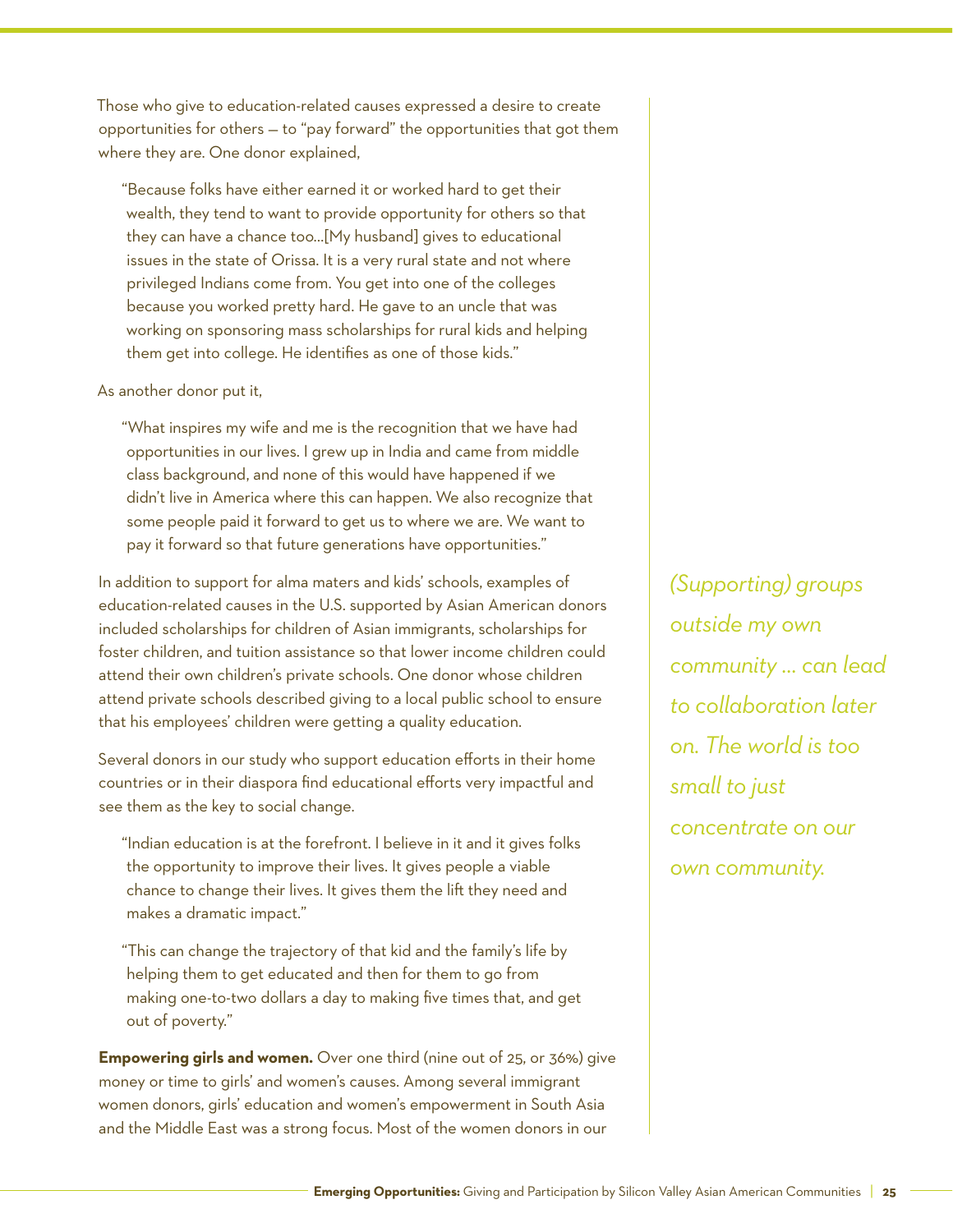Those who give to education-related causes expressed a desire to create opportunities for others — to "pay forward" the opportunities that got them where they are. One donor explained,

> "Because folks have either earned it or worked hard to get their wealth, they tend to want to provide opportunity for others so that they can have a chance too...[My husband] gives to educational issues in the state of Orissa. It is a very rural state and not where privileged Indians come from. You get into one of the colleges because you worked pretty hard. He gave to an uncle that was working on sponsoring mass scholarships for rural kids and helping them get into college. He identifies as one of those kids."

As another donor put it,

> "What inspires my wife and me is the recognition that we have had opportunities in our lives. I grew up in India and came from middle class background, and none of this would have happened if we didn't live in America where this can happen. We also recognize that some people paid it forward to get us to where we are. We want to pay it forward so that future generations have opportunities."

In addition to support for alma maters and kids' schools, examples of education-related causes in the U.S. supported by Asian American donors included scholarships for children of Asian immigrants, scholarships for foster children, and tuition assistance so that lower income children could attend their own children's private schools. One donor whose children attend private schools described giving to a local public school to ensure that his employees' children were getting a quality education.

Several donors in our study who support education efforts in their home countries or in their diaspora find educational efforts very impactful and see them as the key to social change.

> "Indian education is at the forefront. I believe in it and it gives folks the opportunity to improve their lives. It gives people a viable chance to change their lives. It gives them the lift they need and makes a dramatic impact."

> "This can change the trajectory of that kid and the family's life by helping them to get educated and then for them to go from making one-to-two dollars a day to making five times that, and get out of poverty."

*(Supporting) groups outside my own community ... can lead to collaboration later on. The world is too small to just concentrate on our own community.*

**Empowering girls and women.** Over one third (nine out of 25, or 36%) give money or time to girls' and women's causes. Among several immigrant women donors, girls' education and women's empowerment in South Asia and the Middle East was a strong focus. Most of the women donors in our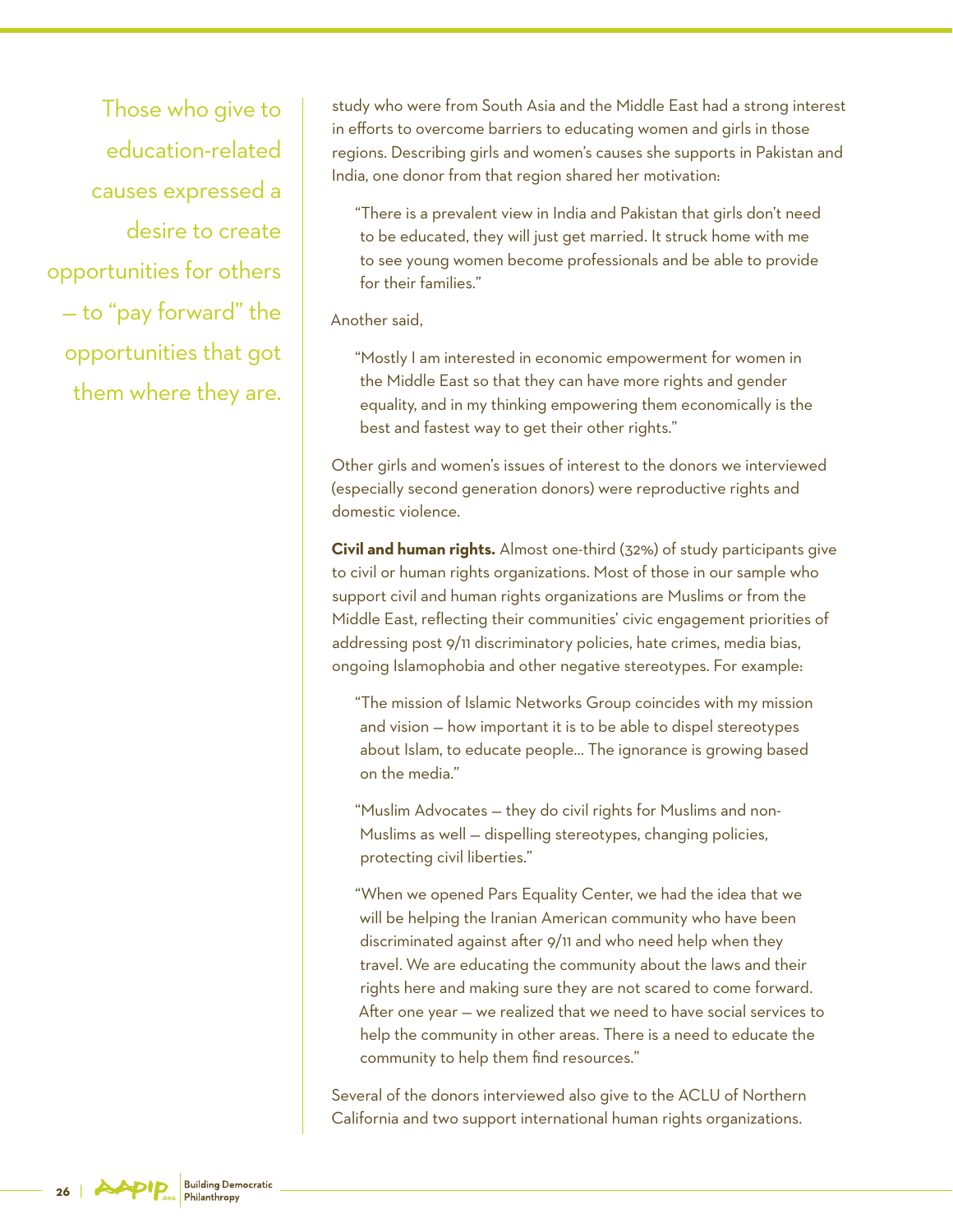> Those who give to education-related causes expressed a desire to create opportunities for others — to "pay forward" the opportunities that got them where they are.

study who were from South Asia and the Middle East had a strong interest in efforts to overcome barriers to educating women and girls in those regions. Describing girls and women's causes she supports in Pakistan and India, one donor from that region shared her motivation:

> "There is a prevalent view in India and Pakistan that girls don't need to be educated, they will just get married. It struck home with me to see young women become professionals and be able to provide for their families."

Another said,

> "Mostly I am interested in economic empowerment for women in the Middle East so that they can have more rights and gender equality, and in my thinking empowering them economically is the best and fastest way to get their other rights."

Other girls and women's issues of interest to the donors we interviewed (especially second generation donors) were reproductive rights and domestic violence.

**Civil and human rights.** Almost one-third (32%) of study participants give to civil or human rights organizations. Most of those in our sample who support civil and human rights organizations are Muslims or from the Middle East, reflecting their communities' civic engagement priorities of addressing post 9/11 discriminatory policies, hate crimes, media bias, ongoing Islamophobia and other negative stereotypes. For example:

> "The mission of Islamic Networks Group coincides with my mission and vision — how important it is to be able to dispel stereotypes about Islam, to educate people... The ignorance is growing based on the media."

> "Muslim Advocates — they do civil rights for Muslims and non-Muslims as well — dispelling stereotypes, changing policies, protecting civil liberties."

> "When we opened Pars Equality Center, we had the idea that we will be helping the Iranian American community who have been discriminated against after 9/11 and who need help when they travel. We are educating the community about the laws and their rights here and making sure they are not scared to come forward. After one year — we realized that we need to have social services to help the community in other areas. There is a need to educate the community to help them find resources."

Several of the donors interviewed also give to the ACLU of Northern California and two support international human rights organizations.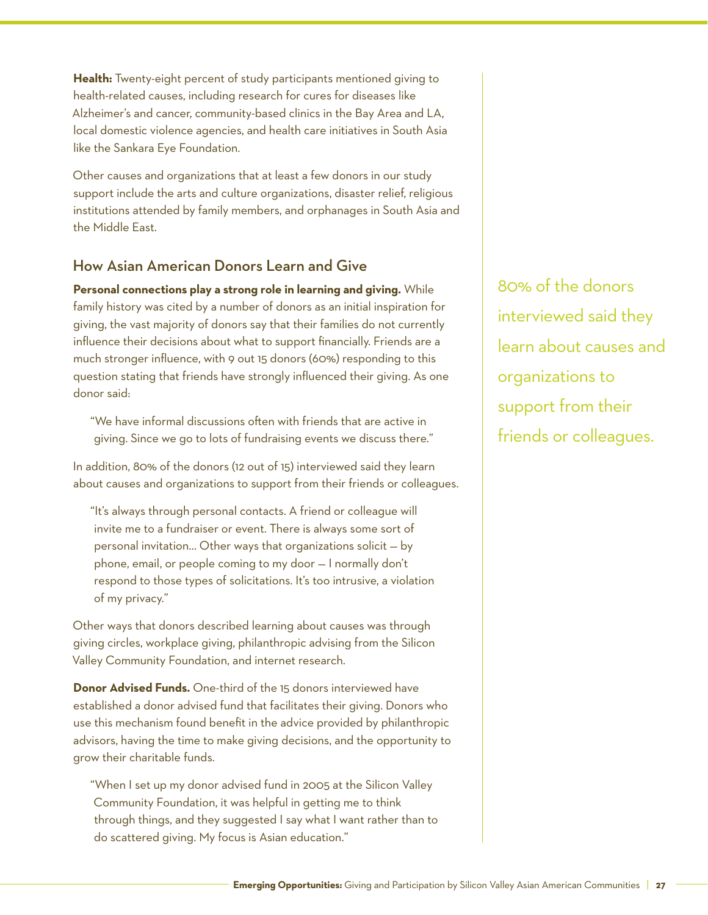**Health:** Twenty-eight percent of study participants mentioned giving to health-related causes, including research for cures for diseases like Alzheimer's and cancer, community-based clinics in the Bay Area and LA, local domestic violence agencies, and health care initiatives in South Asia like the Sankara Eye Foundation.

Other causes and organizations that at least a few donors in our study support include the arts and culture organizations, disaster relief, religious institutions attended by family members, and orphanages in South Asia and the Middle East.

## How Asian American Donors Learn and Give

**Personal connections play a strong role in learning and giving.** While family history was cited by a number of donors as an initial inspiration for giving, the vast majority of donors say that their families do not currently influence their decisions about what to support financially. Friends are a much stronger influence, with 9 out 15 donors (60%) responding to this question stating that friends have strongly influenced their giving. As one donor said:

> "We have informal discussions often with friends that are active in giving. Since we go to lots of fundraising events we discuss there."

In addition, 80% of the donors (12 out of 15) interviewed said they learn about causes and organizations to support from their friends or colleagues.

> "It's always through personal contacts. A friend or colleague will invite me to a fundraiser or event. There is always some sort of personal invitation... Other ways that organizations solicit — by phone, email, or people coming to my door — I normally don't respond to those types of solicitations. It's too intrusive, a violation of my privacy."

Other ways that donors described learning about causes was through giving circles, workplace giving, philanthropic advising from the Silicon Valley Community Foundation, and internet research.

**Donor Advised Funds.** One-third of the 15 donors interviewed have established a donor advised fund that facilitates their giving. Donors who use this mechanism found benefit in the advice provided by philanthropic advisors, having the time to make giving decisions, and the opportunity to grow their charitable funds.

> "When I set up my donor advised fund in 2005 at the Silicon Valley Community Foundation, it was helpful in getting me to think through things, and they suggested I say what I want rather than to do scattered giving. My focus is Asian education."

80% of the donors interviewed said they learn about causes and organizations to support from their friends or colleagues.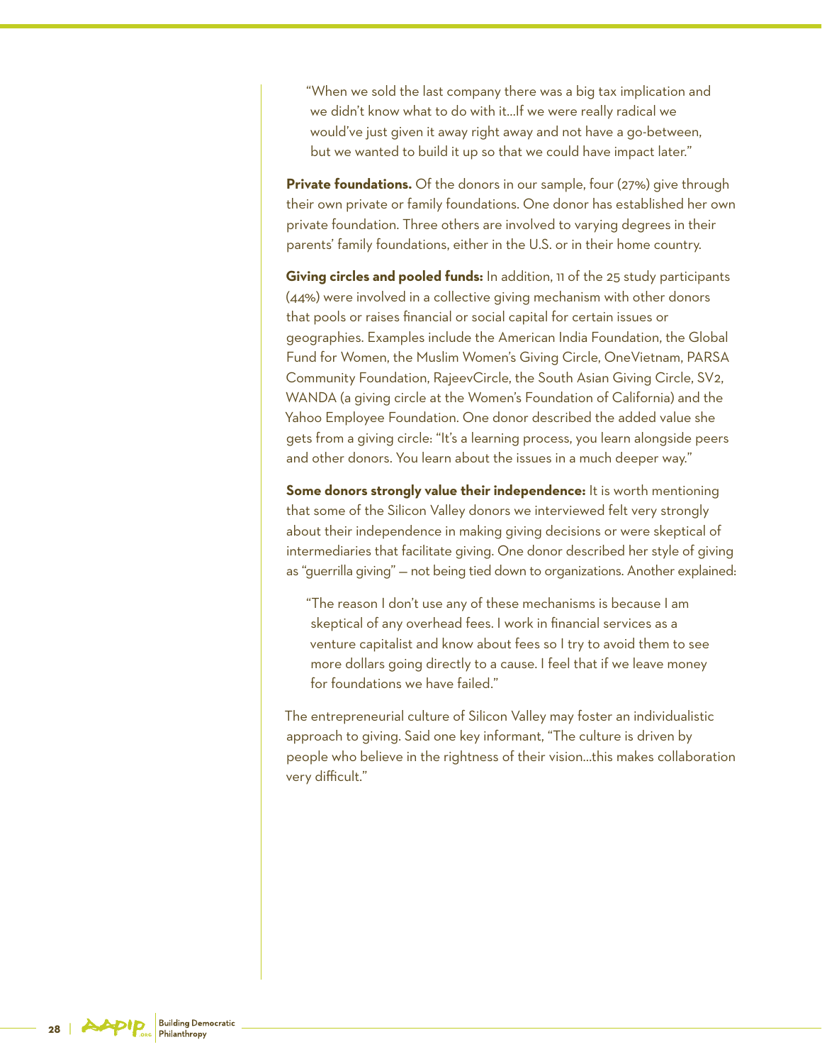> "When we sold the last company there was a big tax implication and we didn't know what to do with it...If we were really radical we would've just given it away right away and not have a go-between, but we wanted to build it up so that we could have impact later."

**Private foundations.** Of the donors in our sample, four (27%) give through their own private or family foundations. One donor has established her own private foundation. Three others are involved to varying degrees in their parents' family foundations, either in the U.S. or in their home country.

**Giving circles and pooled funds:** In addition, 11 of the 25 study participants (44%) were involved in a collective giving mechanism with other donors that pools or raises financial or social capital for certain issues or geographies. Examples include the American India Foundation, the Global Fund for Women, the Muslim Women's Giving Circle, OneVietnam, PARSA Community Foundation, RajeevCircle, the South Asian Giving Circle, SV2, WANDA (a giving circle at the Women's Foundation of California) and the Yahoo Employee Foundation. One donor described the added value she gets from a giving circle: "It's a learning process, you learn alongside peers and other donors. You learn about the issues in a much deeper way."

**Some donors strongly value their independence:** It is worth mentioning that some of the Silicon Valley donors we interviewed felt very strongly about their independence in making giving decisions or were skeptical of intermediaries that facilitate giving. One donor described her style of giving as "guerrilla giving" — not being tied down to organizations. Another explained:

> "The reason I don't use any of these mechanisms is because I am skeptical of any overhead fees. I work in financial services as a venture capitalist and know about fees so I try to avoid them to see more dollars going directly to a cause. I feel that if we leave money for foundations we have failed."

The entrepreneurial culture of Silicon Valley may foster an individualistic approach to giving. Said one key informant, "The culture is driven by people who believe in the rightness of their vision...this makes collaboration very difficult."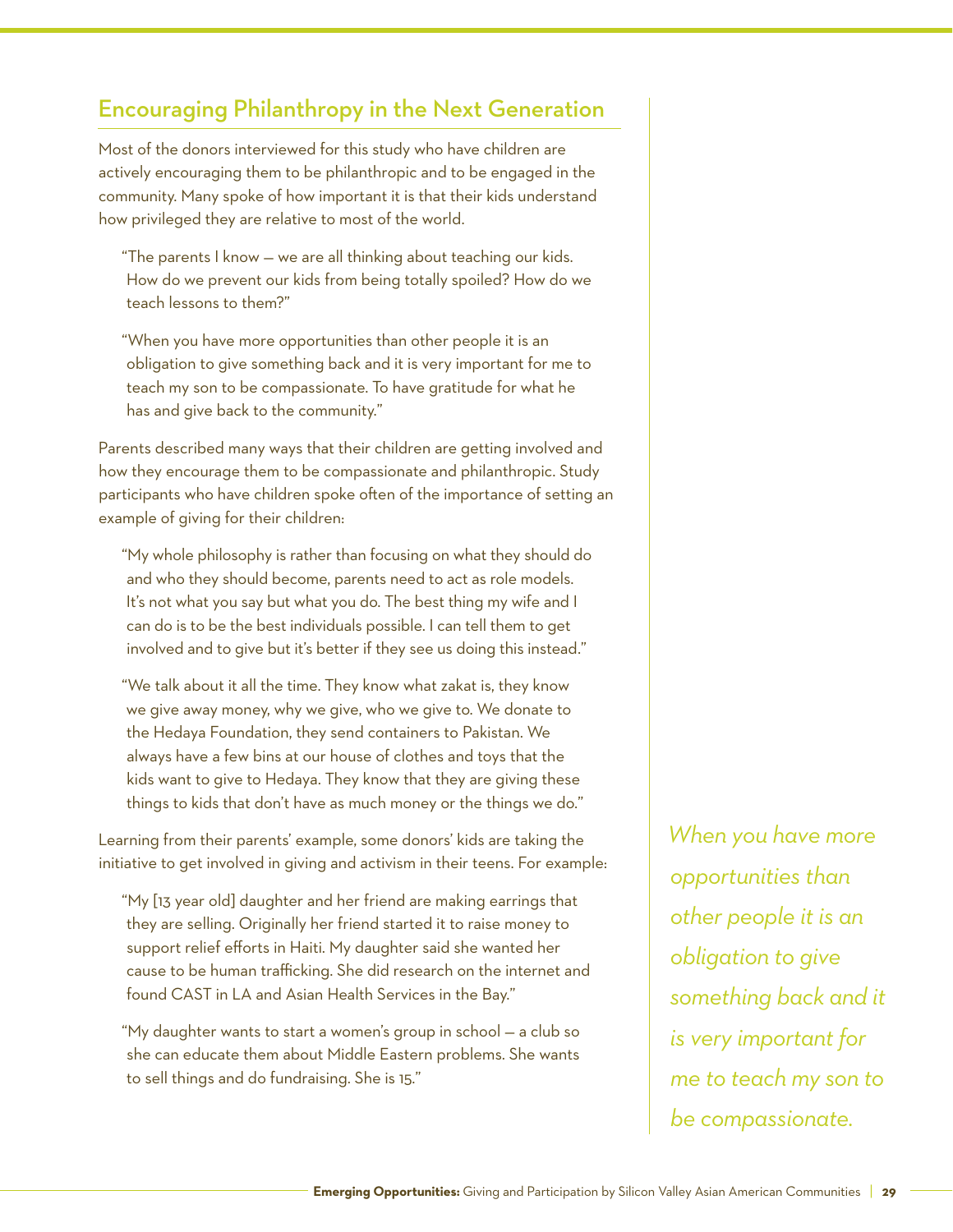## Encouraging Philanthropy in the Next Generation

Most of the donors interviewed for this study who have children are actively encouraging them to be philanthropic and to be engaged in the community. Many spoke of how important it is that their kids understand how privileged they are relative to most of the world.

> "The parents I know — we are all thinking about teaching our kids. How do we prevent our kids from being totally spoiled? How do we teach lessons to them?"

> "When you have more opportunities than other people it is an obligation to give something back and it is very important for me to teach my son to be compassionate. To have gratitude for what he has and give back to the community."

Parents described many ways that their children are getting involved and how they encourage them to be compassionate and philanthropic. Study participants who have children spoke often of the importance of setting an example of giving for their children:

> "My whole philosophy is rather than focusing on what they should do and who they should become, parents need to act as role models. It's not what you say but what you do. The best thing my wife and I can do is to be the best individuals possible. I can tell them to get involved and to give but it's better if they see us doing this instead."

> "We talk about it all the time. They know what zakat is, they know we give away money, why we give, who we give to. We donate to the Hedaya Foundation, they send containers to Pakistan. We always have a few bins at our house of clothes and toys that the kids want to give to Hedaya. They know that they are giving these things to kids that don't have as much money or the things we do."

Learning from their parents' example, some donors' kids are taking the initiative to get involved in giving and activism in their teens. For example:

> "My [13 year old] daughter and her friend are making earrings that they are selling. Originally her friend started it to raise money to support relief efforts in Haiti. My daughter said she wanted her cause to be human trafficking. She did research on the internet and found CAST in LA and Asian Health Services in the Bay."

> "My daughter wants to start a women's group in school — a club so she can educate them about Middle Eastern problems. She wants to sell things and do fundraising. She is 15."

*When you have more opportunities than other people it is an obligation to give something back and it is very important for me to teach my son to be compassionate.*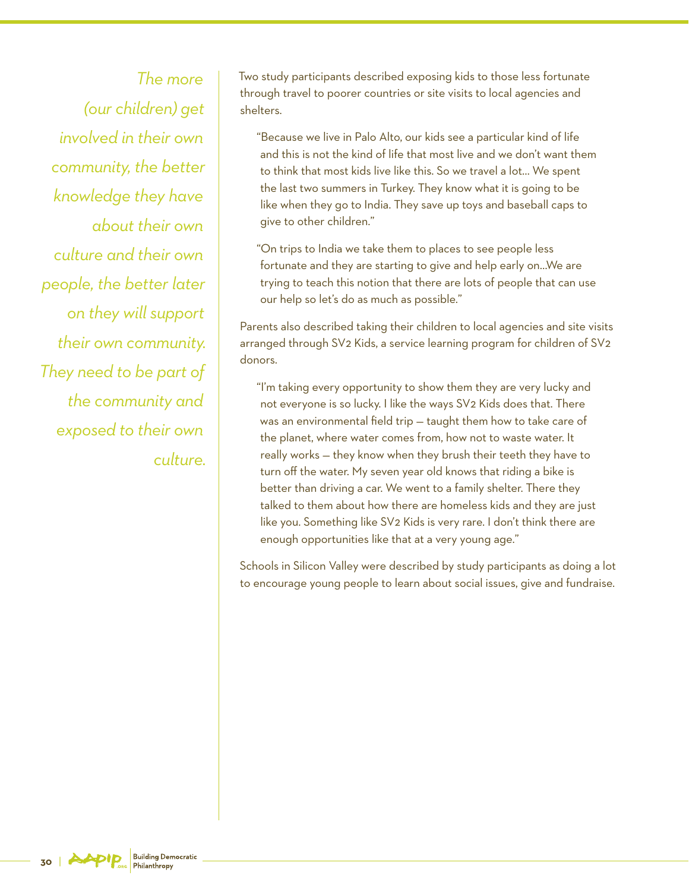*The more (our children) get involved in their own community, the better knowledge they have about their own culture and their own people, the better later on they will support their own community. They need to be part of the community and exposed to their own culture.*

Two study participants described exposing kids to those less fortunate through travel to poorer countries or site visits to local agencies and shelters.

> "Because we live in Palo Alto, our kids see a particular kind of life and this is not the kind of life that most live and we don't want them to think that most kids live like this. So we travel a lot… We spent the last two summers in Turkey. They know what it is going to be like when they go to India. They save up toys and baseball caps to give to other children."

> "On trips to India we take them to places to see people less fortunate and they are starting to give and help early on…We are trying to teach this notion that there are lots of people that can use our help so let's do as much as possible."

Parents also described taking their children to local agencies and site visits arranged through SV2 Kids, a service learning program for children of SV2 donors.

> "I'm taking every opportunity to show them they are very lucky and not everyone is so lucky. I like the ways SV2 Kids does that. There was an environmental field trip — taught them how to take care of the planet, where water comes from, how not to waste water. It really works — they know when they brush their teeth they have to turn off the water. My seven year old knows that riding a bike is better than driving a car. We went to a family shelter. There they talked to them about how there are homeless kids and they are just like you. Something like SV2 Kids is very rare. I don't think there are enough opportunities like that at a very young age."

Schools in Silicon Valley were described by study participants as doing a lot to encourage young people to learn about social issues, give and fundraise.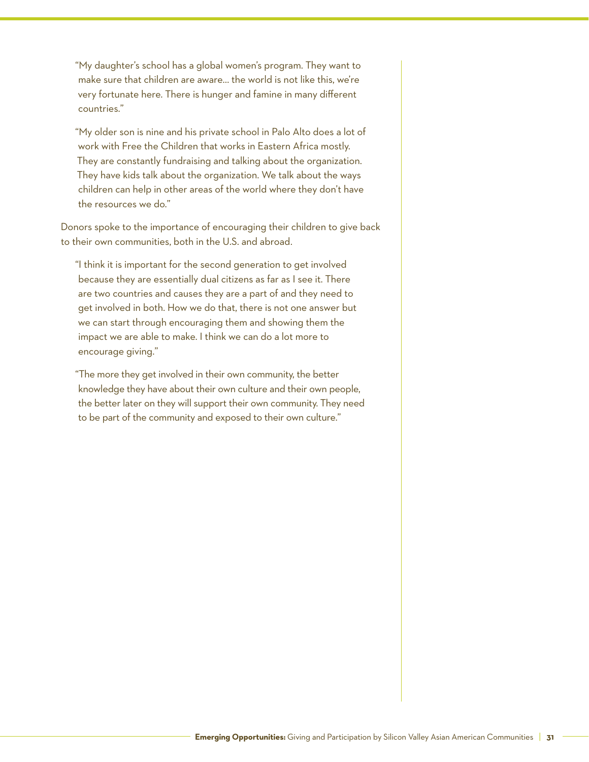"My daughter's school has a global women's program. They want to make sure that children are aware... the world is not like this, we're very fortunate here. There is hunger and famine in many different countries."

"My older son is nine and his private school in Palo Alto does a lot of work with Free the Children that works in Eastern Africa mostly. They are constantly fundraising and talking about the organization. They have kids talk about the organization. We talk about the ways children can help in other areas of the world where they don't have the resources we do."

Donors spoke to the importance of encouraging their children to give back to their own communities, both in the U.S. and abroad.

"I think it is important for the second generation to get involved because they are essentially dual citizens as far as I see it. There are two countries and causes they are a part of and they need to get involved in both. How we do that, there is not one answer but we can start through encouraging them and showing them the impact we are able to make. I think we can do a lot more to encourage giving."

"The more they get involved in their own community, the better knowledge they have about their own culture and their own people, the better later on they will support their own community. They need to be part of the community and exposed to their own culture."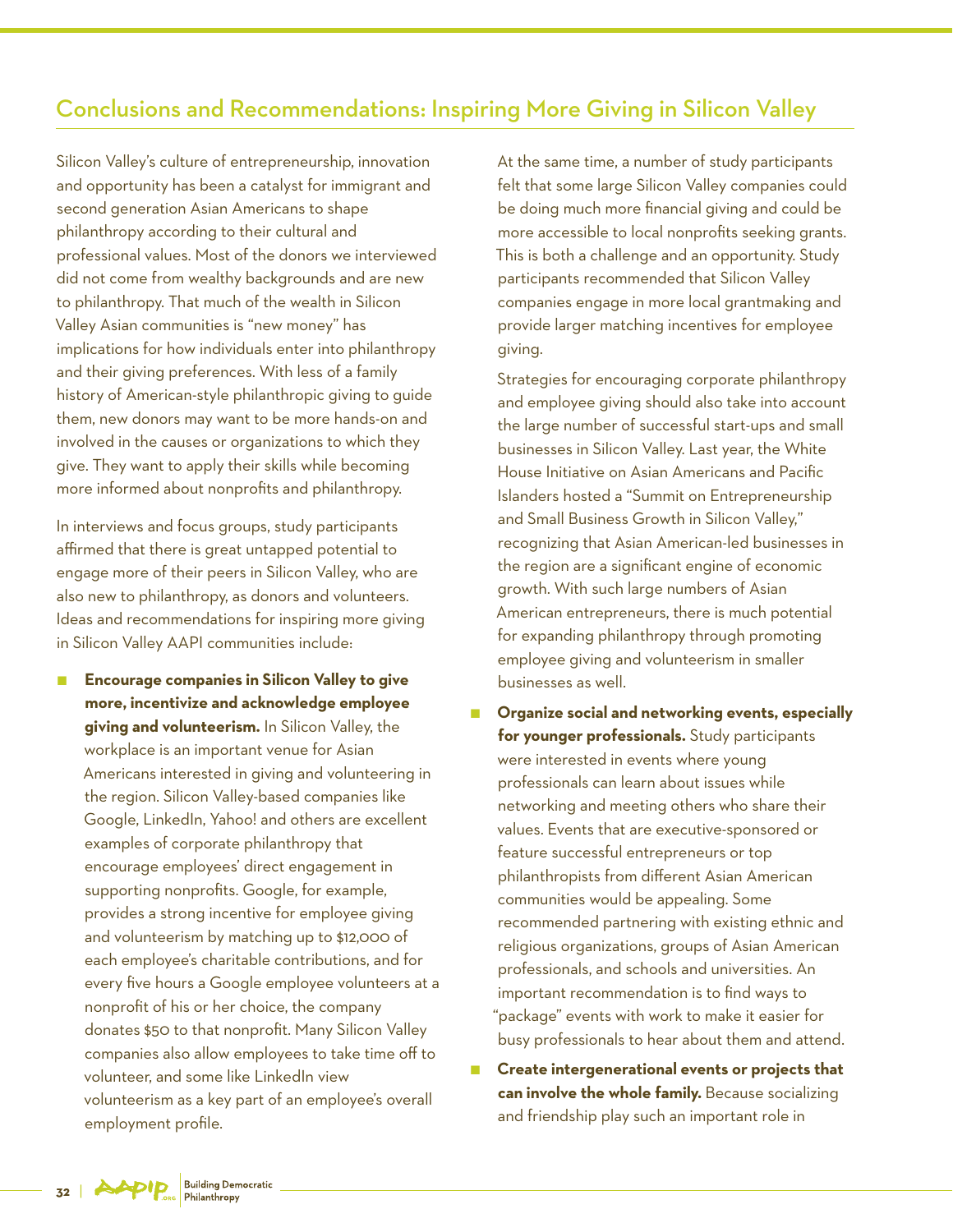## Conclusions and Recommendations: Inspiring More Giving in Silicon Valley

Silicon Valley's culture of entrepreneurship, innovation and opportunity has been a catalyst for immigrant and second generation Asian Americans to shape philanthropy according to their cultural and professional values. Most of the donors we interviewed did not come from wealthy backgrounds and are new to philanthropy. That much of the wealth in Silicon Valley Asian communities is "new money" has implications for how individuals enter into philanthropy and their giving preferences. With less of a family history of American-style philanthropic giving to guide them, new donors may want to be more hands-on and involved in the causes or organizations to which they give. They want to apply their skills while becoming more informed about nonprofits and philanthropy.

In interviews and focus groups, study participants affirmed that there is great untapped potential to engage more of their peers in Silicon Valley, who are also new to philanthropy, as donors and volunteers. Ideas and recommendations for inspiring more giving in Silicon Valley AAPI communities include:

- **Encourage companies in Silicon Valley to give more, incentivize and acknowledge employee giving and volunteerism.** In Silicon Valley, the workplace is an important venue for Asian Americans interested in giving and volunteering in the region. Silicon Valley-based companies like Google, LinkedIn, Yahoo! and others are excellent examples of corporate philanthropy that encourage employees' direct engagement in supporting nonprofits. Google, for example, provides a strong incentive for employee giving and volunteerism by matching up to $12,000 of each employee's charitable contributions, and for every five hours a Google employee volunteers at a nonprofit of his or her choice, the company donates $50 to that nonprofit. Many Silicon Valley companies also allow employees to take time off to volunteer, and some like LinkedIn view volunteerism as a key part of an employee's overall employment profile.

  At the same time, a number of study participants felt that some large Silicon Valley companies could be doing much more financial giving and could be more accessible to local nonprofits seeking grants. This is both a challenge and an opportunity. Study participants recommended that Silicon Valley companies engage in more local grantmaking and provide larger matching incentives for employee giving.

  Strategies for encouraging corporate philanthropy and employee giving should also take into account the large number of successful start-ups and small businesses in Silicon Valley. Last year, the White House Initiative on Asian Americans and Pacific Islanders hosted a "Summit on Entrepreneurship and Small Business Growth in Silicon Valley," recognizing that Asian American-led businesses in the region are a significant engine of economic growth. With such large numbers of Asian American entrepreneurs, there is much potential for expanding philanthropy through promoting employee giving and volunteerism in smaller businesses as well.

- **Organize social and networking events, especially for younger professionals.** Study participants were interested in events where young professionals can learn about issues while networking and meeting others who share their values. Events that are executive-sponsored or feature successful entrepreneurs or top philanthropists from different Asian American communities would be appealing. Some recommended partnering with existing ethnic and religious organizations, groups of Asian American professionals, and schools and universities. An important recommendation is to find ways to "package" events with work to make it easier for busy professionals to hear about them and attend.

- **Create intergenerational events or projects that can involve the whole family.** Because socializing and friendship play such an important role in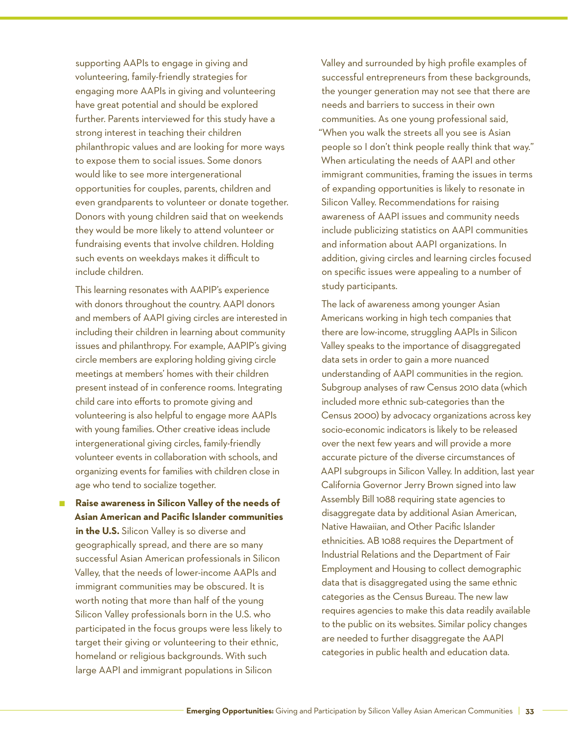supporting AAPIs to engage in giving and volunteering, family-friendly strategies for engaging more AAPIs in giving and volunteering have great potential and should be explored further. Parents interviewed for this study have a strong interest in teaching their children philanthropic values and are looking for more ways to expose them to social issues. Some donors would like to see more intergenerational opportunities for couples, parents, children and even grandparents to volunteer or donate together. Donors with young children said that on weekends they would be more likely to attend volunteer or fundraising events that involve children. Holding such events on weekdays makes it difficult to include children.

This learning resonates with AAPIP's experience with donors throughout the country. AAPI donors and members of AAPI giving circles are interested in including their children in learning about community issues and philanthropy. For example, AAPIP's giving circle members are exploring holding giving circle meetings at members' homes with their children present instead of in conference rooms. Integrating child care into efforts to promote giving and volunteering is also helpful to engage more AAPIs with young families. Other creative ideas include intergenerational giving circles, family-friendly volunteer events in collaboration with schools, and organizing events for families with children close in age who tend to socialize together.

- **Raise awareness in Silicon Valley of the needs of Asian American and Pacific Islander communities in the U.S.** Silicon Valley is so diverse and geographically spread, and there are so many successful Asian American professionals in Silicon Valley, that the needs of lower-income AAPIs and immigrant communities may be obscured. It is worth noting that more than half of the young Silicon Valley professionals born in the U.S. who participated in the focus groups were less likely to target their giving or volunteering to their ethnic, homeland or religious backgrounds. With such large AAPI and immigrant populations in Silicon Valley and surrounded by high profile examples of successful entrepreneurs from these backgrounds, the younger generation may not see that there are needs and barriers to success in their own communities. As one young professional said, "When you walk the streets all you see is Asian people so I don't think people really think that way." When articulating the needs of AAPI and other immigrant communities, framing the issues in terms of expanding opportunities is likely to resonate in Silicon Valley. Recommendations for raising awareness of AAPI issues and community needs include publicizing statistics on AAPI communities and information about AAPI organizations. In addition, giving circles and learning circles focused on specific issues were appealing to a number of study participants.

  The lack of awareness among younger Asian Americans working in high tech companies that there are low-income, struggling AAPIs in Silicon Valley speaks to the importance of disaggregated data sets in order to gain a more nuanced understanding of AAPI communities in the region. Subgroup analyses of raw Census 2010 data (which included more ethnic sub-categories than the Census 2000) by advocacy organizations across key socio-economic indicators is likely to be released over the next few years and will provide a more accurate picture of the diverse circumstances of AAPI subgroups in Silicon Valley. In addition, last year California Governor Jerry Brown signed into law Assembly Bill 1088 requiring state agencies to disaggregate data by additional Asian American, Native Hawaiian, and Other Pacific Islander ethnicities. AB 1088 requires the Department of Industrial Relations and the Department of Fair Employment and Housing to collect demographic data that is disaggregated using the same ethnic categories as the Census Bureau. The new law requires agencies to make this data readily available to the public on its websites. Similar policy changes are needed to further disaggregate the AAPI categories in public health and education data.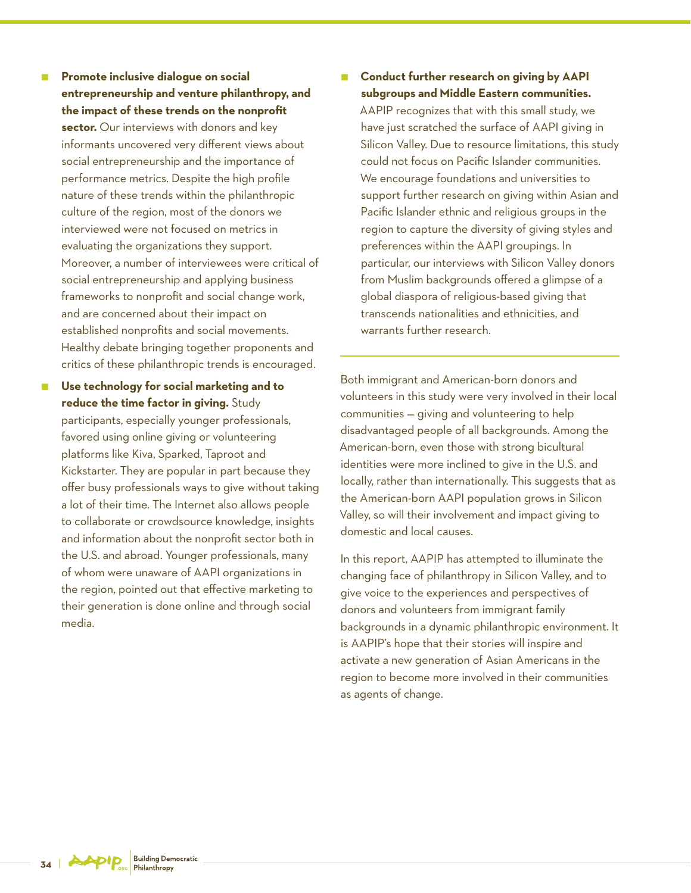- **Promote inclusive dialogue on social entrepreneurship and venture philanthropy, and the impact of these trends on the nonprofit sector.** Our interviews with donors and key informants uncovered very different views about social entrepreneurship and the importance of performance metrics. Despite the high profile nature of these trends within the philanthropic culture of the region, most of the donors we interviewed were not focused on metrics in evaluating the organizations they support. Moreover, a number of interviewees were critical of social entrepreneurship and applying business frameworks to nonprofit and social change work, and are concerned about their impact on established nonprofits and social movements. Healthy debate bringing together proponents and critics of these philanthropic trends is encouraged.

- **Use technology for social marketing and to reduce the time factor in giving.** Study participants, especially younger professionals, favored using online giving or volunteering platforms like Kiva, Sparked, Taproot and Kickstarter. They are popular in part because they offer busy professionals ways to give without taking a lot of their time. The Internet also allows people to collaborate or crowdsource knowledge, insights and information about the nonprofit sector both in the U.S. and abroad. Younger professionals, many of whom were unaware of AAPI organizations in the region, pointed out that effective marketing to their generation is done online and through social media.

- **Conduct further research on giving by AAPI subgroups and Middle Eastern communities.** AAPIP recognizes that with this small study, we have just scratched the surface of AAPI giving in Silicon Valley. Due to resource limitations, this study could not focus on Pacific Islander communities. We encourage foundations and universities to support further research on giving within Asian and Pacific Islander ethnic and religious groups in the region to capture the diversity of giving styles and preferences within the AAPI groupings. In particular, our interviews with Silicon Valley donors from Muslim backgrounds offered a glimpse of a global diaspora of religious-based giving that transcends nationalities and ethnicities, and warrants further research.

---

Both immigrant and American-born donors and volunteers in this study were very involved in their local communities — giving and volunteering to help disadvantaged people of all backgrounds. Among the American-born, even those with strong bicultural identities were more inclined to give in the U.S. and locally, rather than internationally. This suggests that as the American-born AAPI population grows in Silicon Valley, so will their involvement and impact giving to domestic and local causes.

In this report, AAPIP has attempted to illuminate the changing face of philanthropy in Silicon Valley, and to give voice to the experiences and perspectives of donors and volunteers from immigrant family backgrounds in a dynamic philanthropic environment. It is AAPIP's hope that their stories will inspire and activate a new generation of Asian Americans in the region to become more involved in their communities as agents of change.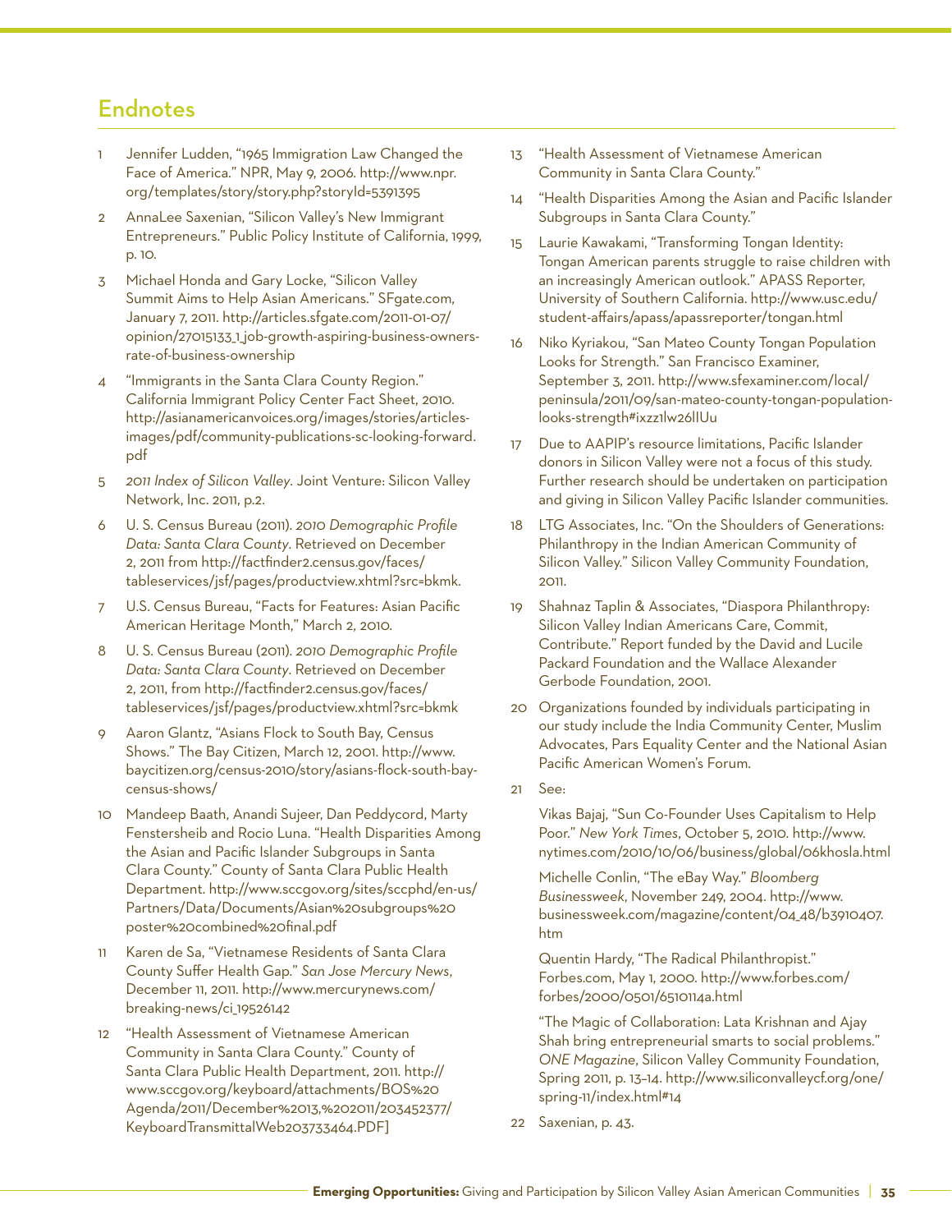## Endnotes

1. Jennifer Ludden, "1965 Immigration Law Changed the Face of America." NPR, May 9, 2006. http://www.npr.org/templates/story/story.php?storyId=5391395

2. AnnaLee Saxenian, "Silicon Valley's New Immigrant Entrepreneurs." Public Policy Institute of California, 1999, p. 10.

3. Michael Honda and Gary Locke, "Silicon Valley Summit Aims to Help Asian Americans." SFgate.com, January 7, 2011. http://articles.sfgate.com/2011-01-07/opinion/27015133_1_job-growth-aspiring-business-owners-rate-of-business-ownership

4. "Immigrants in the Santa Clara County Region." California Immigrant Policy Center Fact Sheet, 2010. http://asianamericanvoices.org/images/stories/articles-images/pdf/community-publications-sc-looking-forward.pdf

5. *2011 Index of Silicon Valley*. Joint Venture: Silicon Valley Network, Inc. 2011, p.2.

6. U. S. Census Bureau (2011). *2010 Demographic Profile Data: Santa Clara County*. Retrieved on December 2, 2011 from http://factfinder2.census.gov/faces/tableservices/jsf/pages/productview.xhtml?src=bkmk.

7. U.S. Census Bureau, "Facts for Features: Asian Pacific American Heritage Month," March 2, 2010.

8. U. S. Census Bureau (2011). *2010 Demographic Profile Data: Santa Clara County*. Retrieved on December 2, 2011, from http://factfinder2.census.gov/faces/tableservices/jsf/pages/productview.xhtml?src=bkmk

9. Aaron Glantz, "Asians Flock to South Bay, Census Shows." The Bay Citizen, March 12, 2001. http://www.baycitizen.org/census-2010/story/asians-flock-south-bay-census-shows/

10. Mandeep Baath, Anandi Sujeer, Dan Peddycord, Marty Fenstersheib and Rocio Luna. "Health Disparities Among the Asian and Pacific Islander Subgroups in Santa Clara County." County of Santa Clara Public Health Department. http://www.sccgov.org/sites/sccphd/en-us/Partners/Data/Documents/Asian%20subgroups%20poster%20combined%20final.pdf

11. Karen de Sa, "Vietnamese Residents of Santa Clara County Suffer Health Gap." *San Jose Mercury News*, December 11, 2011. http://www.mercurynews.com/breaking-news/ci_19526142

12. "Health Assessment of Vietnamese American Community in Santa Clara County." County of Santa Clara Public Health Department, 2011. http://www.sccgov.org/keyboard/attachments/BOS%20Agenda/2011/December%2013,%202011/203452377/KeyboardTransmittalWeb203733464.PDF]

13. "Health Assessment of Vietnamese American Community in Santa Clara County."

14. "Health Disparities Among the Asian and Pacific Islander Subgroups in Santa Clara County."

15. Laurie Kawakami, "Transforming Tongan Identity: Tongan American parents struggle to raise children with an increasingly American outlook." APASS Reporter, University of Southern California. http://www.usc.edu/student-affairs/apass/apassreporter/tongan.html

16. Niko Kyriakou, "San Mateo County Tongan Population Looks for Strength." San Francisco Examiner, September 3, 2011. http://www.sfexaminer.com/local/peninsula/2011/09/san-mateo-county-tongan-population-looks-strength#ixzz1lw26lIUu

17. Due to AAPIP's resource limitations, Pacific Islander donors in Silicon Valley were not a focus of this study. Further research should be undertaken on participation and giving in Silicon Valley Pacific Islander communities.

18. LTG Associates, Inc. "On the Shoulders of Generations: Philanthropy in the Indian American Community of Silicon Valley." Silicon Valley Community Foundation, 2011.

19. Shahnaz Taplin & Associates, "Diaspora Philanthropy: Silicon Valley Indian Americans Care, Commit, Contribute." Report funded by the David and Lucile Packard Foundation and the Wallace Alexander Gerbode Foundation, 2001.

20. Organizations founded by individuals participating in our study include the India Community Center, Muslim Advocates, Pars Equality Center and the National Asian Pacific American Women's Forum.

21. See:

    Vikas Bajaj, "Sun Co-Founder Uses Capitalism to Help Poor." *New York Times*, October 5, 2010. http://www.nytimes.com/2010/10/06/business/global/06khosla.html

    Michelle Conlin, "The eBay Way." *Bloomberg Businessweek*, November 249, 2004. http://www.businessweek.com/magazine/content/04_48/b3910407.htm

    Quentin Hardy, "The Radical Philanthropist." Forbes.com, May 1, 2000. http://www.forbes.com/forbes/2000/0501/6510114a.html

    "The Magic of Collaboration: Lata Krishnan and Ajay Shah bring entrepreneurial smarts to social problems." *ONE Magazine*, Silicon Valley Community Foundation, Spring 2011, p. 13–14. http://www.siliconvalleycf.org/one/spring-11/index.html#14

22. Saxenian, p. 43.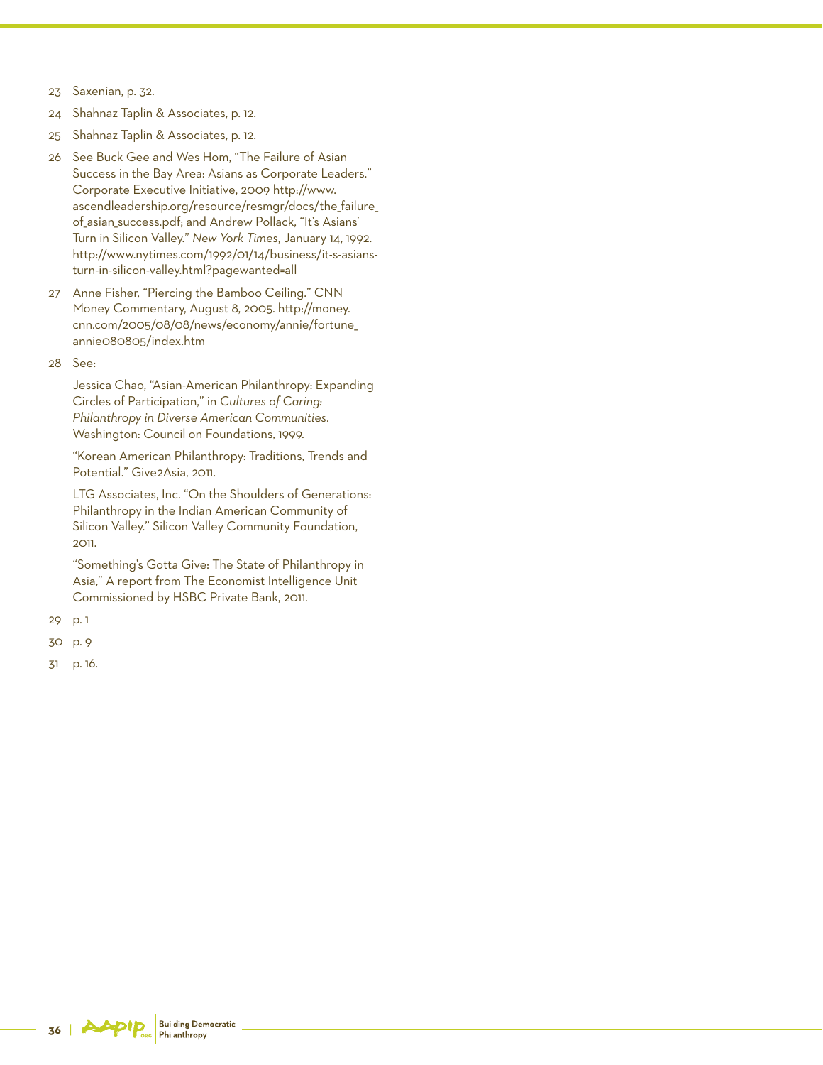23 Saxenian, p. 32.

24 Shahnaz Taplin & Associates, p. 12.

25 Shahnaz Taplin & Associates, p. 12.

26 See Buck Gee and Wes Hom, "The Failure of Asian Success in the Bay Area: Asians as Corporate Leaders." Corporate Executive Initiative, 2009 http://www.ascendleadership.org/resource/resmgr/docs/the_failure_of_asian_success.pdf; and Andrew Pollack, "It's Asians' Turn in Silicon Valley." *New York Times*, January 14, 1992. http://www.nytimes.com/1992/01/14/business/it-s-asians-turn-in-silicon-valley.html?pagewanted=all

27 Anne Fisher, "Piercing the Bamboo Ceiling." CNN Money Commentary, August 8, 2005. http://money.cnn.com/2005/08/08/news/economy/annie/fortune_annie080805/index.htm

28 See:

Jessica Chao, "Asian-American Philanthropy: Expanding Circles of Participation," in *Cultures of Caring: Philanthropy in Diverse American Communities*. Washington: Council on Foundations, 1999.

"Korean American Philanthropy: Traditions, Trends and Potential." Give2Asia, 2011.

LTG Associates, Inc. "On the Shoulders of Generations: Philanthropy in the Indian American Community of Silicon Valley." Silicon Valley Community Foundation, 2011.

"Something's Gotta Give: The State of Philanthropy in Asia," A report from The Economist Intelligence Unit Commissioned by HSBC Private Bank, 2011.

29 p. 1

30 p. 9

31 p. 16.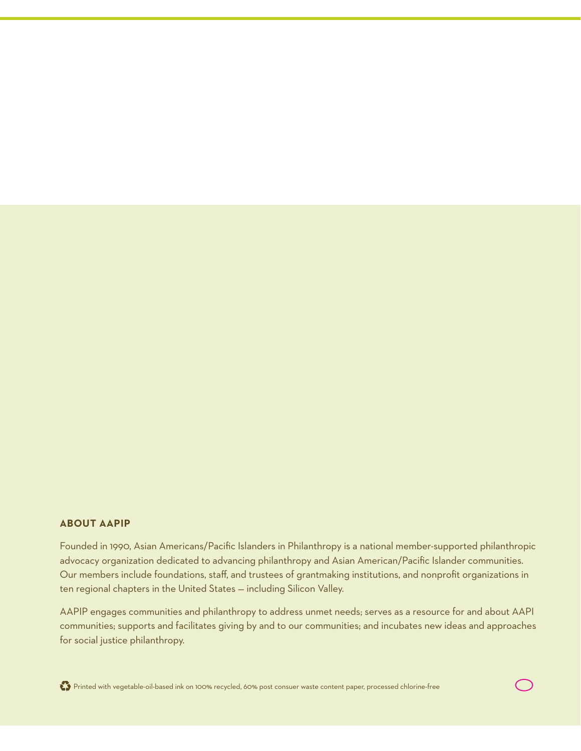## ABOUT AAPIP

Founded in 1990, Asian Americans/Pacific Islanders in Philanthropy is a national member-supported philanthropic advocacy organization dedicated to advancing philanthropy and Asian American/Pacific Islander communities. Our members include foundations, staff, and trustees of grantmaking institutions, and nonprofit organizations in ten regional chapters in the United States — including Silicon Valley.

AAPIP engages communities and philanthropy to address unmet needs; serves as a resource for and about AAPI communities; supports and facilitates giving by and to our communities; and incubates new ideas and approaches for social justice philanthropy.

Printed with vegetable-oil-based ink on 100% recycled, 60% post consuer waste content paper, processed chlorine-free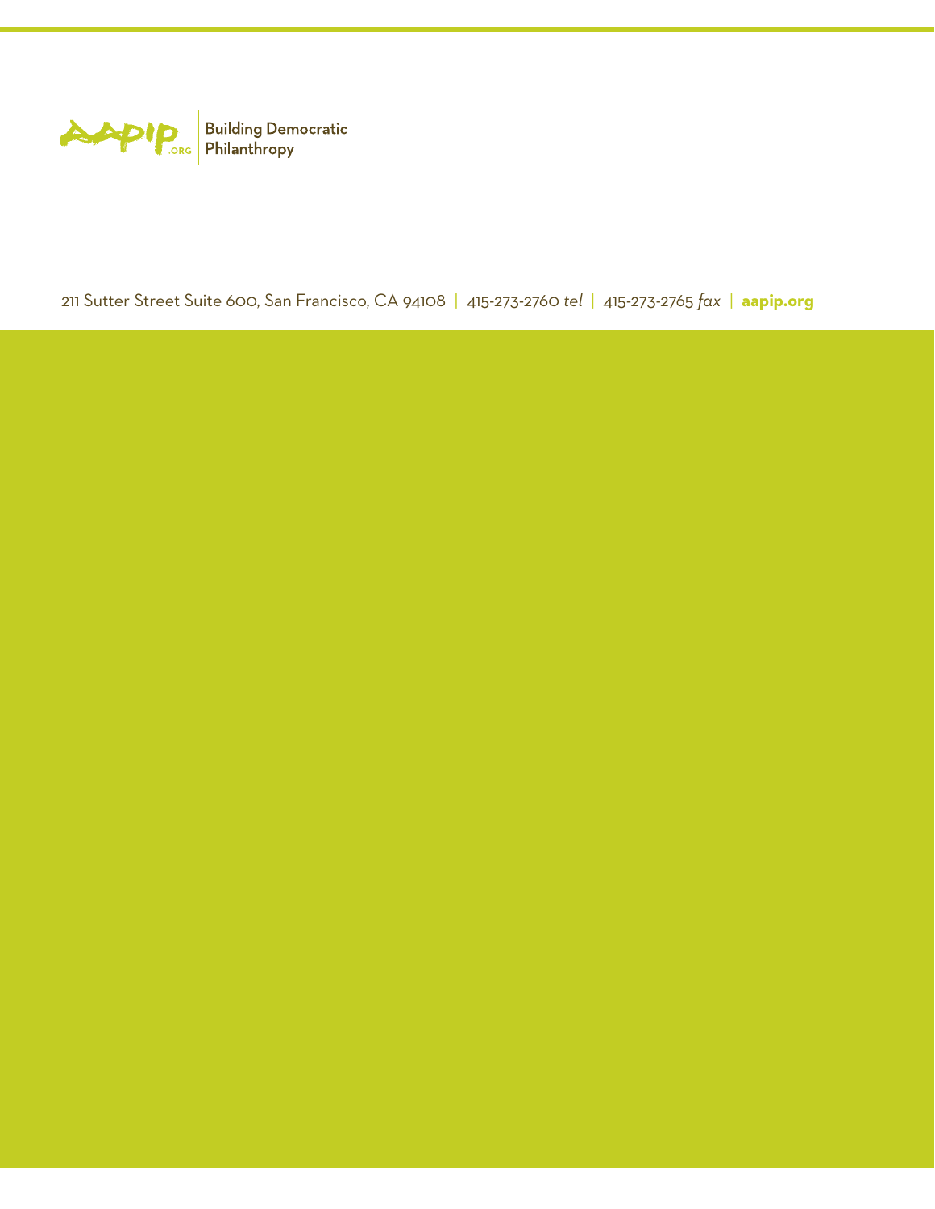AAPIP.ORG

Building Democratic Philanthropy

211 Sutter Street Suite 600, San Francisco, CA 94108 | 415-273-2760 *tel* | 415-273-2765 *fax* | **aapip.org**